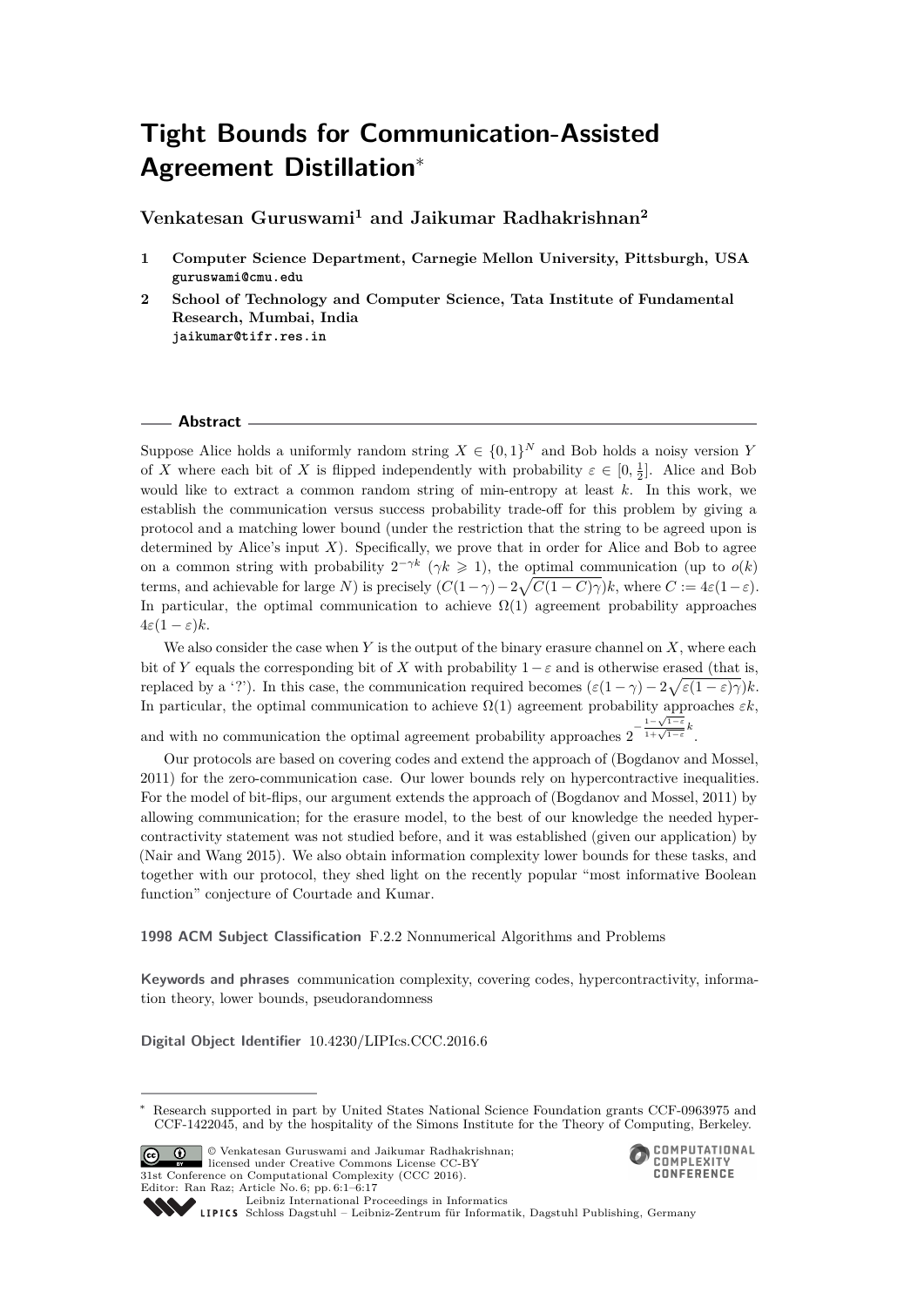# Tight Bounds for Communication-Assisted Agreement Distillation*

**Venkatesan Guruswami[1] and Jaikumar Radhakrishnan[2]**

1. **Computer Science Department, Carnegie Mellon University, Pittsburgh, USA**
   guruswami@cmu.edu
2. **School of Technology and Computer Science, Tata Institute of Fundamental Research, Mumbai, India**
   jaikumar@tifr.res.in

## Abstract

Suppose Alice holds a uniformly random string $X \in \{0,1\}^N$ and Bob holds a noisy version $Y$ of $X$ where each bit of $X$ is flipped independently with probability $\varepsilon \in [0, \frac{1}{2}]$. Alice and Bob would like to extract a common random string of min-entropy at least $k$. In this work, we establish the communication versus success probability trade-off for this problem by giving a protocol and a matching lower bound (under the restriction that the string to be agreed upon is determined by Alice's input $X$). Specifically, we prove that in order for Alice and Bob to agree on a common string with probability $2^{-\gamma k}$ ($\gamma k \geqslant 1$), the optimal communication (up to $o(k)$ terms, and achievable for large $N$) is precisely $(C(1-\gamma) - 2\sqrt{C(1-C)\gamma})k$, where $C := 4\varepsilon(1-\varepsilon)$. In particular, the optimal communication to achieve $\Omega(1)$ agreement probability approaches $4\varepsilon(1-\varepsilon)k$.

We also consider the case when $Y$ is the output of the binary erasure channel on $X$, where each bit of $Y$ equals the corresponding bit of $X$ with probability $1-\varepsilon$ and is otherwise erased (that is, replaced by a '?'). In this case, the communication required becomes $(\varepsilon(1-\gamma) - 2\sqrt{\varepsilon(1-\varepsilon)\gamma})k$. In particular, the optimal communication to achieve $\Omega(1)$ agreement probability approaches $\varepsilon k$, and with no communication the optimal agreement probability approaches $2^{-\frac{1-\sqrt{1-\varepsilon}}{1+\sqrt{1-\varepsilon}}k}$.

Our protocols are based on covering codes and extend the approach of (Bogdanov and Mossel, 2011) for the zero-communication case. Our lower bounds rely on hypercontractive inequalities. For the model of bit-flips, our argument extends the approach of (Bogdanov and Mossel, 2011) by allowing communication; for the erasure model, to the best of our knowledge the needed hypercontractivity statement was not studied before, and it was established (given our application) by (Nair and Wang 2015). We also obtain information complexity lower bounds for these tasks, and together with our protocol, they shed light on the recently popular "most informative Boolean function" conjecture of Courtade and Kumar.

**1998 ACM Subject Classification** F.2.2 Nonnumerical Algorithms and Problems

**Keywords and phrases** communication complexity, covering codes, hypercontractivity, information theory, lower bounds, pseudorandomness

**Digital Object Identifier** 10.4230/LIPIcs.CCC.2016.6

---

* Research supported in part by United States National Science Foundation grants CCF-0963975 and CCF-1422045, and by the hospitality of the Simons Institute for the Theory of Computing, Berkeley.

© Venkatesan Guruswami and Jaikumar Radhakrishnan; licensed under Creative Commons License CC-BY
31st Conference on Computational Complexity (CCC 2016).
Editor: Ran Raz; Article No. 6; pp. 6:1–6:17
Leibniz International Proceedings in Informatics
LIPICS Schloss Dagstuhl – Leibniz-Zentrum für Informatik, Dagstuhl Publishing, Germany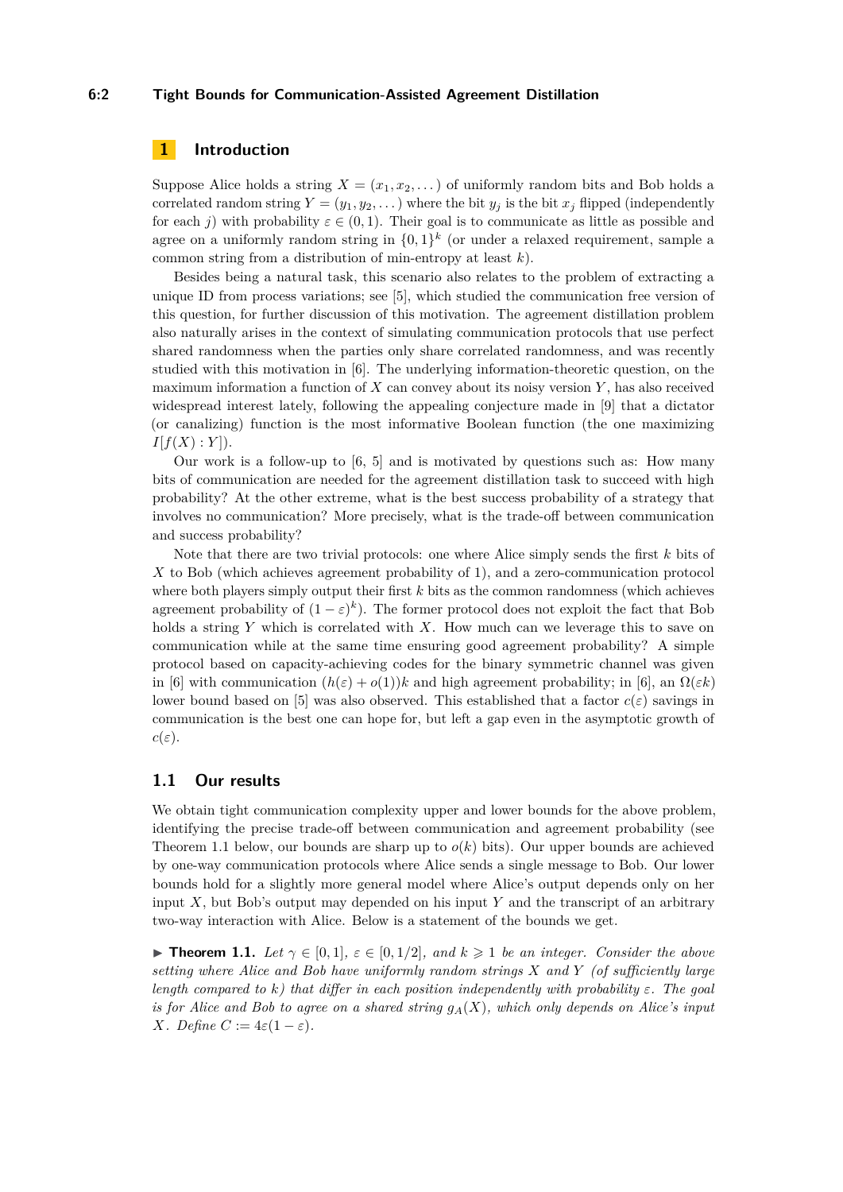## 1 Introduction

Suppose Alice holds a string $X = (x_1, x_2, \dots)$ of uniformly random bits and Bob holds a correlated random string $Y = (y_1, y_2, \dots)$ where the bit $y_j$ is the bit $x_j$ flipped (independently for each $j$) with probability $\varepsilon \in (0, 1)$. Their goal is to communicate as little as possible and agree on a uniformly random string in $\{0, 1\}^k$ (or under a relaxed requirement, sample a common string from a distribution of min-entropy at least $k$).

Besides being a natural task, this scenario also relates to the problem of extracting a unique ID from process variations; see [5], which studied the communication free version of this question, for further discussion of this motivation. The agreement distillation problem also naturally arises in the context of simulating communication protocols that use perfect shared randomness when the parties only share correlated randomness, and was recently studied with this motivation in [6]. The underlying information-theoretic question, on the maximum information a function of $X$ can convey about its noisy version $Y$, has also received widespread interest lately, following the appealing conjecture made in [9] that a dictator (or canalizing) function is the most informative Boolean function (the one maximizing $I[f(X) : Y]$).

Our work is a follow-up to [6, 5] and is motivated by questions such as: How many bits of communication are needed for the agreement distillation task to succeed with high probability? At the other extreme, what is the best success probability of a strategy that involves no communication? More precisely, what is the trade-off between communication and success probability?

Note that there are two trivial protocols: one where Alice simply sends the first $k$ bits of $X$ to Bob (which achieves agreement probability of 1), and a zero-communication protocol where both players simply output their first $k$ bits as the common randomness (which achieves agreement probability of $(1 - \varepsilon)^k$). The former protocol does not exploit the fact that Bob holds a string $Y$ which is correlated with $X$. How much can we leverage this to save on communication while at the same time ensuring good agreement probability? A simple protocol based on capacity-achieving codes for the binary symmetric channel was given in [6] with communication $(h(\varepsilon) + o(1))k$ and high agreement probability; in [6], an $\Omega(\varepsilon k)$ lower bound based on [5] was also observed. This established that a factor $c(\varepsilon)$ savings in communication is the best one can hope for, but left a gap even in the asymptotic growth of $c(\varepsilon)$.

### 1.1 Our results

We obtain tight communication complexity upper and lower bounds for the above problem, identifying the precise trade-off between communication and agreement probability (see Theorem 1.1 below, our bounds are sharp up to $o(k)$ bits). Our upper bounds are achieved by one-way communication protocols where Alice sends a single message to Bob. Our lower bounds hold for a slightly more general model where Alice's output depends only on her input $X$, but Bob's output may depended on his input $Y$ and the transcript of an arbitrary two-way interaction with Alice. Below is a statement of the bounds we get.

▶ **Theorem 1.1.** *Let $\gamma \in [0, 1]$, $\varepsilon \in [0, 1/2]$, and $k \geqslant 1$ be an integer. Consider the above setting where Alice and Bob have uniformly random strings $X$ and $Y$ (of sufficiently large length compared to $k$) that differ in each position independently with probability $\varepsilon$. The goal is for Alice and Bob to agree on a shared string $g_A(X)$, which only depends on Alice's input $X$. Define $C := 4\varepsilon(1 - \varepsilon)$.*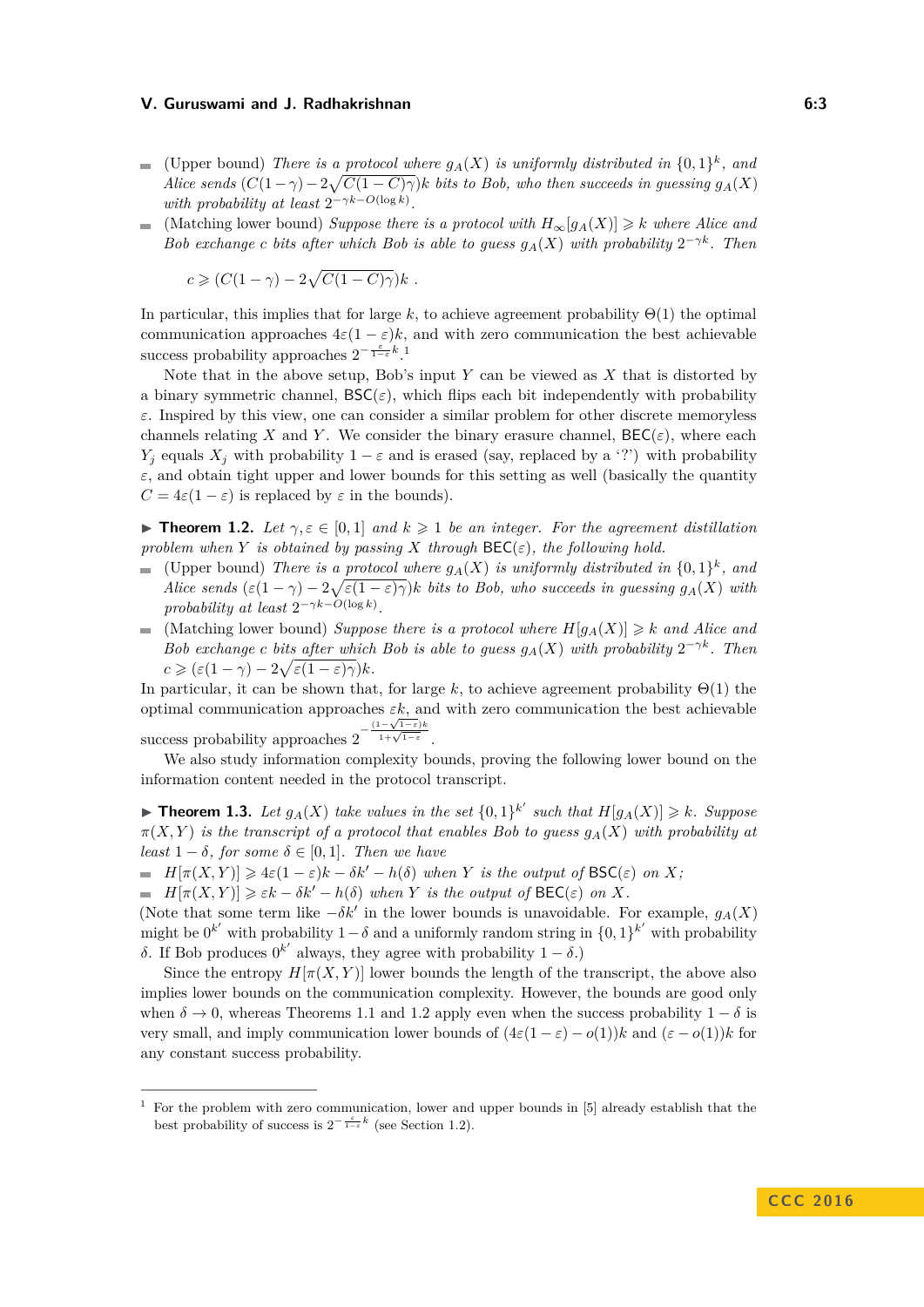- (Upper bound) *There is a protocol where $g_A(X)$ is uniformly distributed in $\{0,1\}^k$, and Alice sends $(C(1-\gamma) - 2\sqrt{C(1-C)\gamma})k$ bits to Bob, who then succeeds in guessing $g_A(X)$ with probability at least $2^{-\gamma k - O(\log k)}$.*
- (Matching lower bound) *Suppose there is a protocol with $H_\infty[g_A(X)] \geqslant k$ where Alice and Bob exchange $c$ bits after which Bob is able to guess $g_A(X)$ with probability $2^{-\gamma k}$. Then*

$$c \geqslant (C(1-\gamma) - 2\sqrt{C(1-C)\gamma})k \ .$$

In particular, this implies that for large $k$, to achieve agreement probability $\Theta(1)$ the optimal communication approaches $4\varepsilon(1-\varepsilon)k$, and with zero communication the best achievable success probability approaches $2^{-\frac{\varepsilon}{1-\varepsilon}k}$.[1]

Note that in the above setup, Bob's input $Y$ can be viewed as $X$ that is distorted by a binary symmetric channel, $\mathsf{BSC}(\varepsilon)$, which flips each bit independently with probability $\varepsilon$. Inspired by this view, one can consider a similar problem for other discrete memoryless channels relating $X$ and $Y$. We consider the binary erasure channel, $\mathsf{BEC}(\varepsilon)$, where each $Y_j$ equals $X_j$ with probability $1-\varepsilon$ and is erased (say, replaced by a '?') with probability $\varepsilon$, and obtain tight upper and lower bounds for this setting as well (basically the quantity $C = 4\varepsilon(1-\varepsilon)$ is replaced by $\varepsilon$ in the bounds).

▶ **Theorem 1.2.** *Let $\gamma, \varepsilon \in [0,1]$ and $k \geqslant 1$ be an integer. For the agreement distillation problem when $Y$ is obtained by passing $X$ through $\mathsf{BEC}(\varepsilon)$, the following hold.*

- (Upper bound) *There is a protocol where $g_A(X)$ is uniformly distributed in $\{0,1\}^k$, and Alice sends $(\varepsilon(1-\gamma) - 2\sqrt{\varepsilon(1-\varepsilon)\gamma})k$ bits to Bob, who succeeds in guessing $g_A(X)$ with probability at least $2^{-\gamma k - O(\log k)}$.*
- (Matching lower bound) *Suppose there is a protocol where $H[g_A(X)] \geqslant k$ and Alice and Bob exchange $c$ bits after which Bob is able to guess $g_A(X)$ with probability $2^{-\gamma k}$. Then $c \geqslant (\varepsilon(1-\gamma) - 2\sqrt{\varepsilon(1-\varepsilon)\gamma})k$.*

In particular, it can be shown that, for large $k$, to achieve agreement probability $\Theta(1)$ the optimal communication approaches $\varepsilon k$, and with zero communication the best achievable success probability approaches $2^{-\frac{(1-\sqrt{1-\varepsilon})k}{1+\sqrt{1-\varepsilon}}}$.

We also study information complexity bounds, proving the following lower bound on the information content needed in the protocol transcript.

▶ **Theorem 1.3.** *Let $g_A(X)$ take values in the set $\{0,1\}^{k'}$ such that $H[g_A(X)] \geqslant k$. Suppose $\pi(X,Y)$ is the transcript of a protocol that enables Bob to guess $g_A(X)$ with probability at least $1-\delta$, for some $\delta \in [0,1]$. Then we have*

- *$H[\pi(X,Y)] \geqslant 4\varepsilon(1-\varepsilon)k - \delta k' - h(\delta)$ when $Y$ is the output of $\mathsf{BSC}(\varepsilon)$ on $X$;*
- *$H[\pi(X,Y)] \geqslant \varepsilon k - \delta k' - h(\delta)$ when $Y$ is the output of $\mathsf{BEC}(\varepsilon)$ on $X$.*

(Note that some term like $-\delta k'$ in the lower bounds is unavoidable. For example, $g_A(X)$ might be $0^{k'}$ with probability $1-\delta$ and a uniformly random string in $\{0,1\}^{k'}$ with probability $\delta$. If Bob produces $0^{k'}$ always, they agree with probability $1-\delta$.)

Since the entropy $H[\pi(X,Y)]$ lower bounds the length of the transcript, the above also implies lower bounds on the communication complexity. However, the bounds are good only when $\delta \to 0$, whereas Theorems 1.1 and 1.2 apply even when the success probability $1-\delta$ is very small, and imply communication lower bounds of $(4\varepsilon(1-\varepsilon) - o(1))k$ and $(\varepsilon - o(1))k$ for any constant success probability.

---

[1] For the problem with zero communication, lower and upper bounds in [5] already establish that the best probability of success is $2^{-\frac{\varepsilon}{1-\varepsilon}k}$ (see Section 1.2).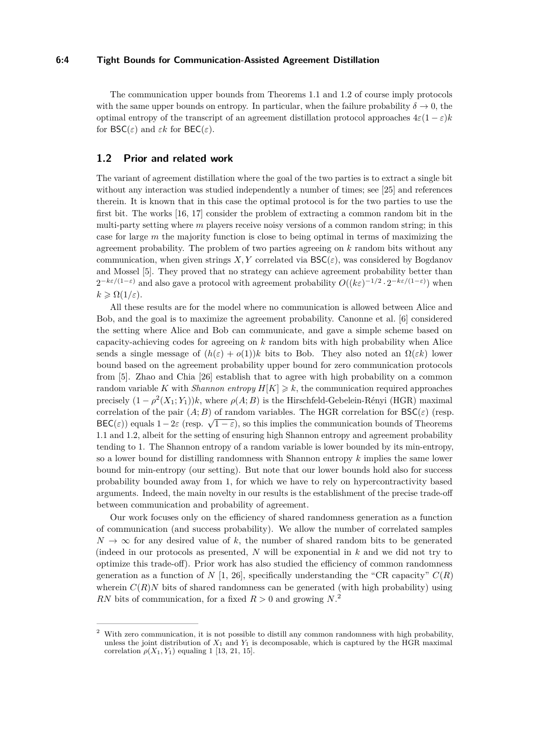The communication upper bounds from Theorems 1.1 and 1.2 of course imply protocols with the same upper bounds on entropy. In particular, when the failure probability $\delta \to 0$, the optimal entropy of the transcript of an agreement distillation protocol approaches $4\varepsilon(1-\varepsilon)k$ for $\mathsf{BSC}(\varepsilon)$ and $\varepsilon k$ for $\mathsf{BEC}(\varepsilon)$.

## 1.2 Prior and related work

The variant of agreement distillation where the goal of the two parties is to extract a single bit without any interaction was studied independently a number of times; see [25] and references therein. It is known that in this case the optimal protocol is for the two parties to use the first bit. The works [16, 17] consider the problem of extracting a common random bit in the multi-party setting where $m$ players receive noisy versions of a common random string; in this case for large $m$ the majority function is close to being optimal in terms of maximizing the agreement probability. The problem of two parties agreeing on $k$ random bits without any communication, when given strings $X, Y$ correlated via $\mathsf{BSC}(\varepsilon)$, was considered by Bogdanov and Mossel [5]. They proved that no strategy can achieve agreement probability better than $2^{-k\varepsilon/(1-\varepsilon)}$ and also gave a protocol with agreement probability $O((k\varepsilon)^{-1/2} \cdot 2^{-k\varepsilon/(1-\varepsilon)})$ when $k \geqslant \Omega(1/\varepsilon)$.

All these results are for the model where no communication is allowed between Alice and Bob, and the goal is to maximize the agreement probability. Canonne et al. [6] considered the setting where Alice and Bob can communicate, and gave a simple scheme based on capacity-achieving codes for agreeing on $k$ random bits with high probability when Alice sends a single message of $(h(\varepsilon) + o(1))k$ bits to Bob. They also noted an $\Omega(\varepsilon k)$ lower bound based on the agreement probability upper bound for zero communication protocols from [5]. Zhao and Chia [26] establish that to agree with high probability on a common random variable $K$ with *Shannon entropy* $H[K] \geqslant k$, the communication required approaches precisely $(1 - \rho^2(X_1; Y_1))k$, where $\rho(A; B)$ is the Hirschfeld-Gebelein-Rényi (HGR) maximal correlation of the pair $(A; B)$ of random variables. The HGR correlation for $\mathsf{BSC}(\varepsilon)$ (resp. $\mathsf{BEC}(\varepsilon)$) equals $1 - 2\varepsilon$ (resp. $\sqrt{1-\varepsilon}$), so this implies the communication bounds of Theorems 1.1 and 1.2, albeit for the setting of ensuring high Shannon entropy and agreement probability tending to 1. The Shannon entropy of a random variable is lower bounded by its min-entropy, so a lower bound for distilling randomness with Shannon entropy $k$ implies the same lower bound for min-entropy (our setting). But note that our lower bounds hold also for success probability bounded away from 1, for which we have to rely on hypercontractivity based arguments. Indeed, the main novelty in our results is the establishment of the precise trade-off between communication and probability of agreement.

Our work focuses only on the efficiency of shared randomness generation as a function of communication (and success probability). We allow the number of correlated samples $N \to \infty$ for any desired value of $k$, the number of shared random bits to be generated (indeed in our protocols as presented, $N$ will be exponential in $k$ and we did not try to optimize this trade-off). Prior work has also studied the efficiency of common randomness generation as a function of $N$ [1, 26], specifically understanding the "CR capacity" $C(R)$ wherein $C(R)N$ bits of shared randomness can be generated (with high probability) using $RN$ bits of communication, for a fixed $R > 0$ and growing $N$.[2]

[2] With zero communication, it is not possible to distill any common randomness with high probability, unless the joint distribution of $X_1$ and $Y_1$ is decomposable, which is captured by the HGR maximal correlation $\rho(X_1, Y_1)$ equaling 1 [13, 21, 15].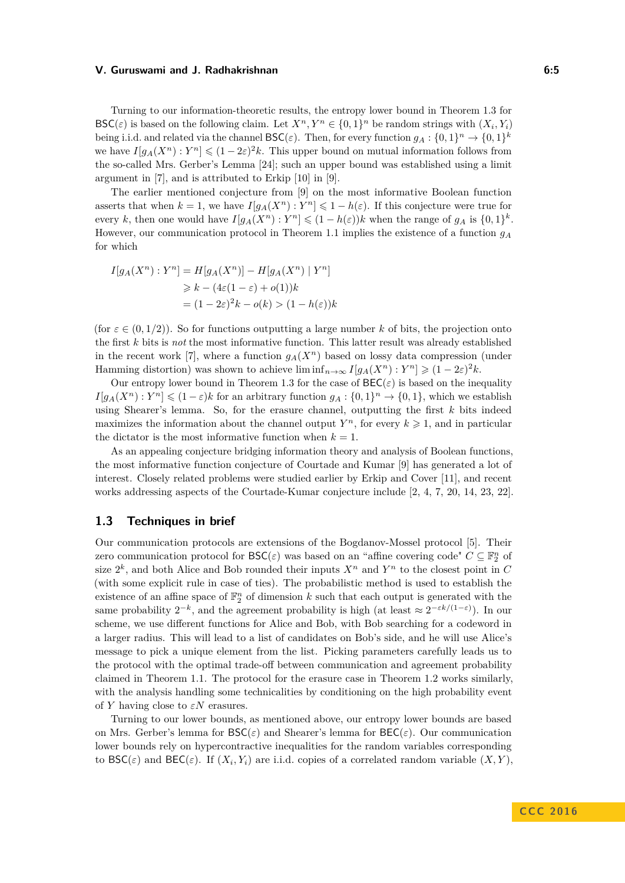Turning to our information-theoretic results, the entropy lower bound in Theorem 1.3 for $\mathsf{BSC}(\varepsilon)$ is based on the following claim. Let $X^n, Y^n \in \{0,1\}^n$ be random strings with $(X_i, Y_i)$ being i.i.d. and related via the channel $\mathsf{BSC}(\varepsilon)$. Then, for every function $g_A : \{0,1\}^n \to \{0,1\}^k$ we have $I[g_A(X^n) : Y^n] \leqslant (1-2\varepsilon)^2 k$. This upper bound on mutual information follows from the so-called Mrs. Gerber's Lemma [24]; such an upper bound was established using a limit argument in [7], and is attributed to Erkip [10] in [9].

The earlier mentioned conjecture from [9] on the most informative Boolean function asserts that when $k=1$, we have $I[g_A(X^n) : Y^n] \leqslant 1 - h(\varepsilon)$. If this conjecture were true for every $k$, then one would have $I[g_A(X^n) : Y^n] \leqslant (1-h(\varepsilon))k$ when the range of $g_A$ is $\{0,1\}^k$. However, our communication protocol in Theorem 1.1 implies the existence of a function $g_A$ for which

$$
\begin{aligned}
I[g_A(X^n) : Y^n] &= H[g_A(X^n)] - H[g_A(X^n) \mid Y^n] \\
&\geqslant k - (4\varepsilon(1-\varepsilon) + o(1))k \\
&= (1-2\varepsilon)^2 k - o(k) > (1-h(\varepsilon))k
\end{aligned}
$$

(for $\varepsilon \in (0, 1/2)$). So for functions outputting a large number $k$ of bits, the projection onto the first $k$ bits is *not* the most informative function. This latter result was already established in the recent work [7], where a function $g_A(X^n)$ based on lossy data compression (under Hamming distortion) was shown to achieve $\liminf_{n\to\infty} I[g_A(X^n) : Y^n] \geqslant (1-2\varepsilon)^2 k$.

Our entropy lower bound in Theorem 1.3 for the case of $\mathsf{BEC}(\varepsilon)$ is based on the inequality $I[g_A(X^n) : Y^n] \leqslant (1-\varepsilon)k$ for an arbitrary function $g_A : \{0,1\}^n \to \{0,1\}$, which we establish using Shearer's lemma. So, for the erasure channel, outputting the first $k$ bits indeed maximizes the information about the channel output $Y^n$, for every $k \geqslant 1$, and in particular the dictator is the most informative function when $k = 1$.

As an appealing conjecture bridging information theory and analysis of Boolean functions, the most informative function conjecture of Courtade and Kumar [9] has generated a lot of interest. Closely related problems were studied earlier by Erkip and Cover [11], and recent works addressing aspects of the Courtade-Kumar conjecture include [2, 4, 7, 20, 14, 23, 22].

## 1.3 Techniques in brief

Our communication protocols are extensions of the Bogdanov-Mossel protocol [5]. Their zero communication protocol for $\mathsf{BSC}(\varepsilon)$ was based on an "affine covering code" $C \subseteq \mathbb{F}_2^n$ of size $2^k$, and both Alice and Bob rounded their inputs $X^n$ and $Y^n$ to the closest point in $C$ (with some explicit rule in case of ties). The probabilistic method is used to establish the existence of an affine space of $\mathbb{F}_2^n$ of dimension $k$ such that each output is generated with the same probability $2^{-k}$, and the agreement probability is high (at least $\approx 2^{-\varepsilon k/(1-\varepsilon)}$). In our scheme, we use different functions for Alice and Bob, with Bob searching for a codeword in a larger radius. This will lead to a list of candidates on Bob's side, and he will use Alice's message to pick a unique element from the list. Picking parameters carefully leads us to the protocol with the optimal trade-off between communication and agreement probability claimed in Theorem 1.1. The protocol for the erasure case in Theorem 1.2 works similarly, with the analysis handling some technicalities by conditioning on the high probability event of $Y$ having close to $\varepsilon N$ erasures.

Turning to our lower bounds, as mentioned above, our entropy lower bounds are based on Mrs. Gerber's lemma for $\mathsf{BSC}(\varepsilon)$ and Shearer's lemma for $\mathsf{BEC}(\varepsilon)$. Our communication lower bounds rely on hypercontractive inequalities for the random variables corresponding to $\mathsf{BSC}(\varepsilon)$ and $\mathsf{BEC}(\varepsilon)$. If $(X_i, Y_i)$ are i.i.d. copies of a correlated random variable $(X, Y)$,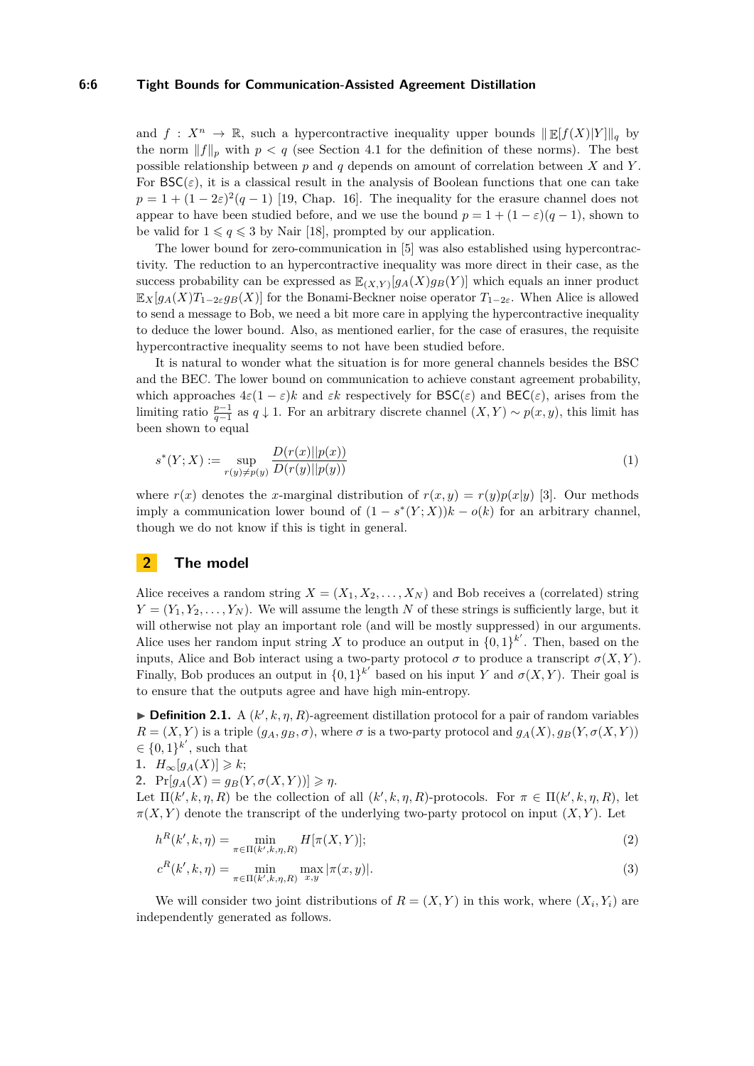and $f : X^n \to \mathbb{R}$, such a hypercontractive inequality upper bounds $\|\mathbb{E}[f(X)|Y]\|_q$ by the norm $\|f\|_p$ with $p < q$ (see Section 4.1 for the definition of these norms). The best possible relationship between $p$ and $q$ depends on amount of correlation between $X$ and $Y$. For $\mathsf{BSC}(\varepsilon)$, it is a classical result in the analysis of Boolean functions that one can take $p = 1 + (1 - 2\varepsilon)^2(q - 1)$ [19, Chap. 16]. The inequality for the erasure channel does not appear to have been studied before, and we use the bound $p = 1 + (1 - \varepsilon)(q - 1)$, shown to be valid for $1 \leqslant q \leqslant 3$ by Nair [18], prompted by our application.

The lower bound for zero-communication in [5] was also established using hypercontractivity. The reduction to an hypercontractive inequality was more direct in their case, as the success probability can be expressed as $\mathbb{E}_{(X,Y)}[g_A(X)g_B(Y)]$ which equals an inner product $\mathbb{E}_X[g_A(X)T_{1-2\varepsilon}g_B(X)]$ for the Bonami-Beckner noise operator $T_{1-2\varepsilon}$. When Alice is allowed to send a message to Bob, we need a bit more care in applying the hypercontractive inequality to deduce the lower bound. Also, as mentioned earlier, for the case of erasures, the requisite hypercontractive inequality seems to not have been studied before.

It is natural to wonder what the situation is for more general channels besides the BSC and the BEC. The lower bound on communication to achieve constant agreement probability, which approaches $4\varepsilon(1 - \varepsilon)k$ and $\varepsilon k$ respectively for $\mathsf{BSC}(\varepsilon)$ and $\mathsf{BEC}(\varepsilon)$, arises from the limiting ratio $\frac{p-1}{q-1}$ as $q \downarrow 1$. For an arbitrary discrete channel $(X, Y) \sim p(x, y)$, this limit has been shown to equal

$$s^*(Y; X) := \sup_{r(y) \neq p(y)} \frac{D(r(x)||p(x))}{D(r(y)||p(y))} \tag{1}$$

where $r(x)$ denotes the $x$-marginal distribution of $r(x, y) = r(y)p(x|y)$ [3]. Our methods imply a communication lower bound of $(1 - s^*(Y; X))k - o(k)$ for an arbitrary channel, though we do not know if this is tight in general.

## 2 The model

Alice receives a random string $X = (X_1, X_2, \ldots, X_N)$ and Bob receives a (correlated) string $Y = (Y_1, Y_2, \ldots, Y_N)$. We will assume the length $N$ of these strings is sufficiently large, but it will otherwise not play an important role (and will be mostly suppressed) in our arguments. Alice uses her random input string $X$ to produce an output in $\{0, 1\}^{k'}$. Then, based on the inputs, Alice and Bob interact using a two-party protocol $\sigma$ to produce a transcript $\sigma(X, Y)$. Finally, Bob produces an output in $\{0, 1\}^{k'}$ based on his input $Y$ and $\sigma(X, Y)$. Their goal is to ensure that the outputs agree and have high min-entropy.

▶ **Definition 2.1.** A $(k', k, \eta, R)$-agreement distillation protocol for a pair of random variables $R = (X, Y)$ is a triple $(g_A, g_B, \sigma)$, where $\sigma$ is a two-party protocol and $g_A(X), g_B(Y, \sigma(X, Y)) \in \{0, 1\}^{k'}$, such that

1. $H_\infty[g_A(X)] \geqslant k$;
2. $\Pr[g_A(X) = g_B(Y, \sigma(X, Y))] \geqslant \eta$.

Let $\Pi(k', k, \eta, R)$ be the collection of all $(k', k, \eta, R)$-protocols. For $\pi \in \Pi(k', k, \eta, R)$, let $\pi(X, Y)$ denote the transcript of the underlying two-party protocol on input $(X, Y)$. Let

$$h^R(k', k, \eta) = \min_{\pi \in \Pi(k',k,\eta,R)} H[\pi(X, Y)]; \tag{2}$$

$$c^R(k', k, \eta) = \min_{\pi \in \Pi(k',k,\eta,R)} \max_{x,y} |\pi(x, y)|. \tag{3}$$

We will consider two joint distributions of $R = (X, Y)$ in this work, where $(X_i, Y_i)$ are independently generated as follows.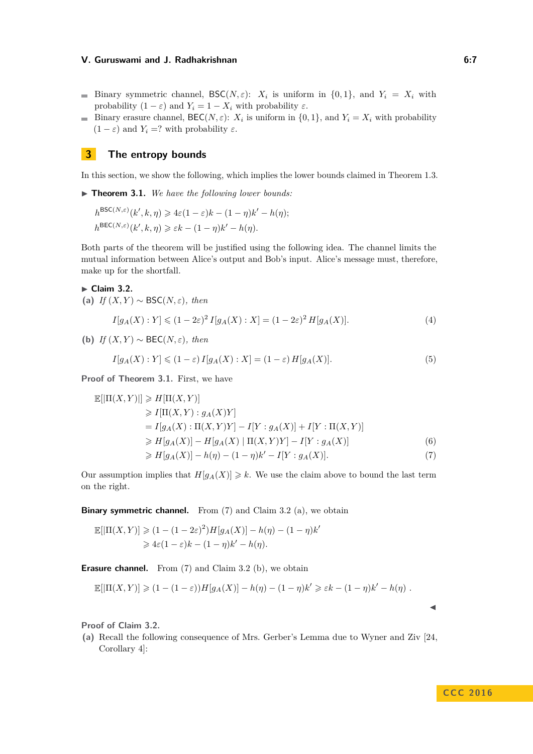- Binary symmetric channel, $\mathsf{BSC}(N, \varepsilon)$: $X_i$ is uniform in $\{0,1\}$, and $Y_i = X_i$ with probability $(1-\varepsilon)$ and $Y_i = 1 - X_i$ with probability $\varepsilon$.
- Binary erasure channel, $\mathsf{BEC}(N, \varepsilon)$: $X_i$ is uniform in $\{0,1\}$, and $Y_i = X_i$ with probability $(1-\varepsilon)$ and $Y_i = ?$ with probability $\varepsilon$.

## 3 The entropy bounds

In this section, we show the following, which implies the lower bounds claimed in Theorem 1.3.

**▶ Theorem 3.1.** *We have the following lower bounds:*

$$h^{\mathsf{BSC}(N,\varepsilon)}(k', k, \eta) \geqslant 4\varepsilon(1-\varepsilon)k - (1-\eta)k' - h(\eta);$$
$$h^{\mathsf{BEC}(N,\varepsilon)}(k', k, \eta) \geqslant \varepsilon k - (1-\eta)k' - h(\eta).$$

Both parts of the theorem will be justified using the following idea. The channel limits the mutual information between Alice's output and Bob's input. Alice's message must, therefore, make up for the shortfall.

**▶ Claim 3.2.**

**(a)** *If $(X, Y) \sim \mathsf{BSC}(N, \varepsilon)$, then*

$$I[g_A(X) : Y] \leqslant (1-2\varepsilon)^2 \, I[g_A(X) : X] = (1-2\varepsilon)^2 \, H[g_A(X)]. \tag{4}$$

**(b)** *If $(X, Y) \sim \mathsf{BEC}(N, \varepsilon)$, then*

$$I[g_A(X) : Y] \leqslant (1-\varepsilon) \, I[g_A(X) : X] = (1-\varepsilon) \, H[g_A(X)]. \tag{5}$$

**Proof of Theorem 3.1.** First, we have

$$\begin{aligned}
\mathbb{E}[|\Pi(X,Y)|] &\geqslant H[\Pi(X,Y)] \\
&\geqslant I[\Pi(X,Y) : g_A(X)Y] \\
&= I[g_A(X) : \Pi(X,Y)Y] - I[Y : g_A(X)] + I[Y : \Pi(X,Y)] \\
&\geqslant H[g_A(X)] - H[g_A(X) \mid \Pi(X,Y)Y] - I[Y : g_A(X)] \qquad (6)\\
&\geqslant H[g_A(X)] - h(\eta) - (1-\eta)k' - I[Y : g_A(X)]. \qquad (7)
\end{aligned}$$

Our assumption implies that $H[g_A(X)] \geqslant k$. We use the claim above to bound the last term on the right.

**Binary symmetric channel.** From (7) and Claim 3.2 (a), we obtain

$$\begin{aligned}
\mathbb{E}[|\Pi(X,Y)|] &\geqslant (1-(1-2\varepsilon)^2)H[g_A(X)] - h(\eta) - (1-\eta)k' \\
&\geqslant 4\varepsilon(1-\varepsilon)k - (1-\eta)k' - h(\eta).
\end{aligned}$$

**Erasure channel.** From (7) and Claim 3.2 (b), we obtain

$$\mathbb{E}[|\Pi(X,Y)|] \geqslant (1-(1-\varepsilon))H[g_A(X)] - h(\eta) - (1-\eta)k' \geqslant \varepsilon k - (1-\eta)k' - h(\eta)\ .$$

◀

**Proof of Claim 3.2.**

**(a)** Recall the following consequence of Mrs. Gerber's Lemma due to Wyner and Ziv [24, Corollary 4]: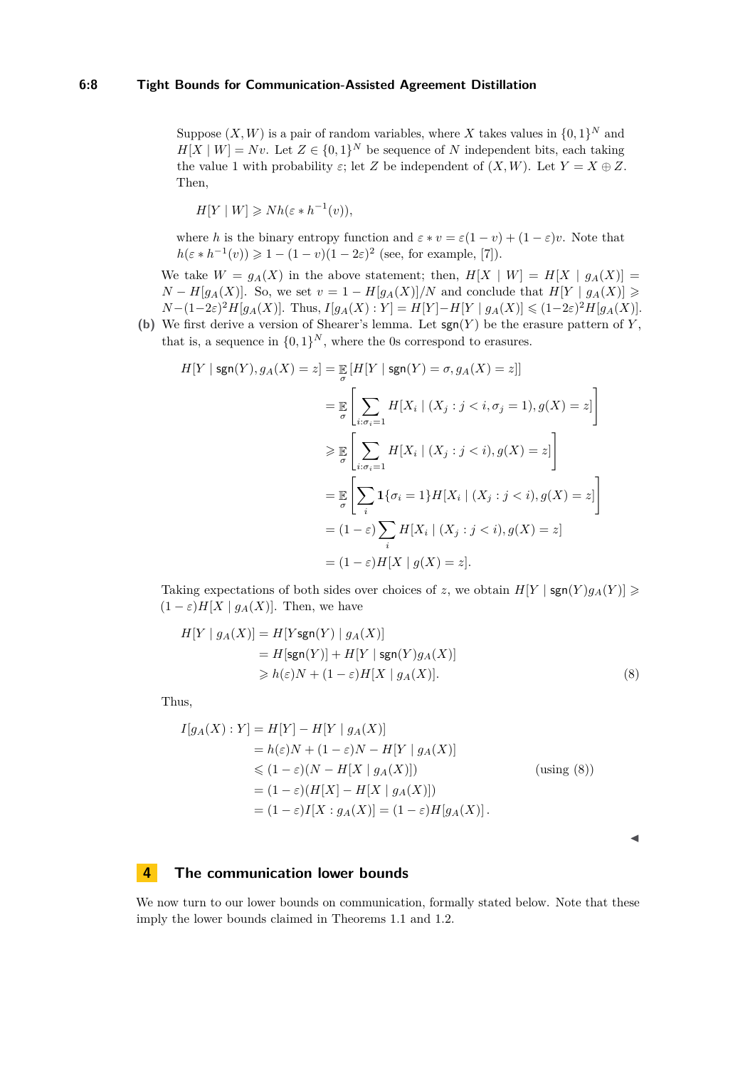Suppose $(X, W)$ is a pair of random variables, where $X$ takes values in $\{0,1\}^N$ and $H[X \mid W] = Nv$. Let $Z \in \{0,1\}^N$ be sequence of $N$ independent bits, each taking the value 1 with probability $\varepsilon$; let $Z$ be independent of $(X, W)$. Let $Y = X \oplus Z$. Then,

$$H[Y \mid W] \geqslant Nh(\varepsilon * h^{-1}(v)),$$

where $h$ is the binary entropy function and $\varepsilon * v = \varepsilon(1-v) + (1-\varepsilon)v$. Note that $h(\varepsilon * h^{-1}(v)) \geqslant 1 - (1-v)(1-2\varepsilon)^2$ (see, for example, [7]).

We take $W = g_A(X)$ in the above statement; then, $H[X \mid W] = H[X \mid g_A(X)] = N - H[g_A(X)]$. So, we set $v = 1 - H[g_A(X)]/N$ and conclude that $H[Y \mid g_A(X)] \geqslant N-(1-2\varepsilon)^2 H[g_A(X)]$. Thus, $I[g_A(X) : Y] = H[Y]-H[Y \mid g_A(X)] \leqslant (1-2\varepsilon)^2 H[g_A(X)]$.

**(b)** We first derive a version of Shearer's lemma. Let $\mathsf{sgn}(Y)$ be the erasure pattern of $Y$, that is, a sequence in $\{0,1\}^N$, where the 0s correspond to erasures.

$$\begin{aligned}
H[Y \mid \mathsf{sgn}(Y), g_A(X) = z] &= \mathop{\mathbb{E}}_{\sigma}[H[Y \mid \mathsf{sgn}(Y) = \sigma, g_A(X) = z]] \\
&= \mathop{\mathbb{E}}_{\sigma}\left[\sum_{i:\sigma_i=1} H[X_i \mid (X_j : j < i, \sigma_j = 1), g(X) = z]\right] \\
&\geqslant \mathop{\mathbb{E}}_{\sigma}\left[\sum_{i:\sigma_i=1} H[X_i \mid (X_j : j < i), g(X) = z]\right] \\
&= \mathop{\mathbb{E}}_{\sigma}\left[\sum_{i} \mathbf{1}\{\sigma_i = 1\} H[X_i \mid (X_j : j < i), g(X) = z]\right] \\
&= (1-\varepsilon)\sum_{i} H[X_i \mid (X_j : j < i), g(X) = z] \\
&= (1-\varepsilon) H[X \mid g(X) = z].
\end{aligned}$$

Taking expectations of both sides over choices of $z$, we obtain $H[Y \mid \mathsf{sgn}(Y) g_A(Y)] \geqslant (1-\varepsilon) H[X \mid g_A(X)]$. Then, we have

$$\begin{aligned}
H[Y \mid g_A(X)] &= H[Y \mathsf{sgn}(Y) \mid g_A(X)] \\
&= H[\mathsf{sgn}(Y)] + H[Y \mid \mathsf{sgn}(Y) g_A(X)] \\
&\geqslant h(\varepsilon)N + (1-\varepsilon) H[X \mid g_A(X)].
\end{aligned} \tag{8}$$

Thus,

$$\begin{aligned}
I[g_A(X) : Y] &= H[Y] - H[Y \mid g_A(X)] \\
&= h(\varepsilon)N + (1-\varepsilon)N - H[Y \mid g_A(X)] \\
&\leqslant (1-\varepsilon)(N - H[X \mid g_A(X)]) \qquad \text{(using (8))} \\
&= (1-\varepsilon)(H[X] - H[X \mid g_A(X)]) \\
&= (1-\varepsilon) I[X : g_A(X)] = (1-\varepsilon) H[g_A(X)].
\end{aligned}$$

◀

# 4 The communication lower bounds

We now turn to our lower bounds on communication, formally stated below. Note that these imply the lower bounds claimed in Theorems 1.1 and 1.2.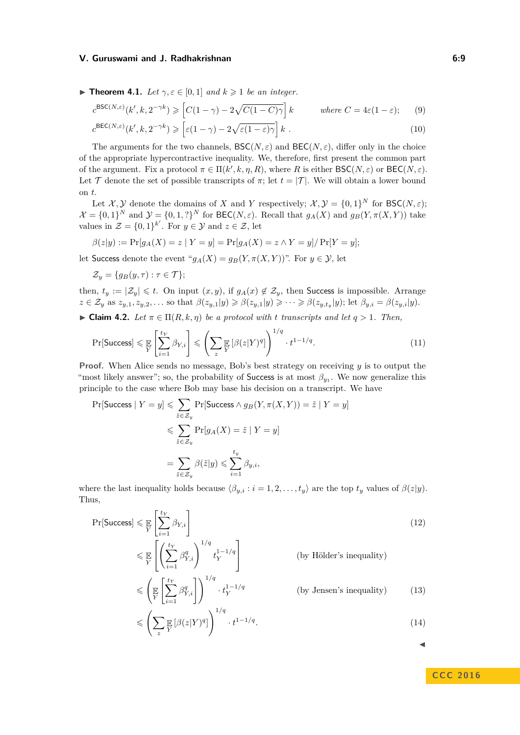▶ **Theorem 4.1.** *Let $\gamma, \varepsilon \in [0,1]$ and $k \geqslant 1$ be an integer.*

$$c^{\mathsf{BSC}(N,\varepsilon)}(k', k, 2^{-\gamma k}) \geqslant \left[C(1-\gamma) - 2\sqrt{C(1-C)\gamma}\right] k \qquad \text{where } C = 4\varepsilon(1-\varepsilon); \tag{9}$$

$$c^{\mathsf{BEC}(N,\varepsilon)}(k', k, 2^{-\gamma k}) \geqslant \left[\varepsilon(1-\gamma) - 2\sqrt{\varepsilon(1-\varepsilon)\gamma}\right] k \ . \tag{10}$$

The arguments for the two channels, $\mathsf{BSC}(N,\varepsilon)$ and $\mathsf{BEC}(N,\varepsilon)$, differ only in the choice of the appropriate hypercontractive inequality. We, therefore, first present the common part of the argument. Fix a protocol $\pi \in \Pi(k', k, \eta, R)$, where $R$ is either $\mathsf{BSC}(N,\varepsilon)$ or $\mathsf{BEC}(N,\varepsilon)$. Let $\mathcal{T}$ denote the set of possible transcripts of $\pi$; let $t = |\mathcal{T}|$. We will obtain a lower bound on $t$.

Let $\mathcal{X}, \mathcal{Y}$ denote the domains of $X$ and $Y$ respectively; $\mathcal{X}, \mathcal{Y} = \{0,1\}^N$ for $\mathsf{BSC}(N,\varepsilon)$; $\mathcal{X} = \{0,1\}^N$ and $\mathcal{Y} = \{0,1,?\}^N$ for $\mathsf{BEC}(N,\varepsilon)$. Recall that $g_A(X)$ and $g_B(Y, \pi(X,Y))$ take values in $\mathcal{Z} = \{0,1\}^{k'}$. For $y \in \mathcal{Y}$ and $z \in \mathcal{Z}$, let

$$\beta(z|y) := \Pr[g_A(X) = z \mid Y = y] = \Pr[g_A(X) = z \wedge Y = y] / \Pr[Y = y];$$

let $\mathsf{Success}$ denote the event "$g_A(X) = g_B(Y, \pi(X,Y))$". For $y \in \mathcal{Y}$, let

$$\mathcal{Z}_y = \{g_B(y,\tau) : \tau \in \mathcal{T}\};$$

then, $t_y := |\mathcal{Z}_y| \leqslant t$. On input $(x,y)$, if $g_A(x) \notin \mathcal{Z}_y$, then $\mathsf{Success}$ is impossible. Arrange $z \in \mathcal{Z}_y$ as $z_{y,1}, z_{y,2}, \ldots$ so that $\beta(z_{y,1}|y) \geqslant \beta(z_{y,1}|y) \geqslant \cdots \geqslant \beta(z_{y,t_y}|y)$; let $\beta_{y,i} = \beta(z_{y,i}|y)$.

▶ **Claim 4.2.** *Let $\pi \in \Pi(R, k, \eta)$ be a protocol with $t$ transcripts and let $q > 1$. Then,*

$$\Pr[\mathsf{Success}] \leqslant \mathop{\mathbb{E}}_{Y}\left[\sum_{i=1}^{t_Y} \beta_{Y,i}\right] \leqslant \left(\sum_{z} \mathop{\mathbb{E}}_{Y}[\beta(z|Y)^q]\right)^{1/q} \cdot t^{1-1/q}. \tag{11}$$

**Proof.** When Alice sends no message, Bob's best strategy on receiving $y$ is to output the "most likely answer"; so, the probability of $\mathsf{Success}$ is at most $\beta_{y_1}$. We now generalize this principle to the case where Bob may base his decision on a transcript. We have

$$\begin{aligned}
\Pr[\mathsf{Success} \mid Y = y] &\leqslant \sum_{\tilde{z} \in \mathcal{Z}_y} \Pr[\mathsf{Success} \wedge g_B(Y, \pi(X,Y)) = \tilde{z} \mid Y = y] \\
&\leqslant \sum_{\tilde{z} \in \mathcal{Z}_y} \Pr[g_A(X) = \tilde{z} \mid Y = y] \\
&= \sum_{\tilde{z} \in \mathcal{Z}_y} \beta(\tilde{z}|y) \leqslant \sum_{i=1}^{t_y} \beta_{y,i},
\end{aligned}$$

where the last inequality holds because $\langle \beta_{y,i} : i = 1, 2, \ldots, t_y \rangle$ are the top $t_y$ values of $\beta(z|y)$. Thus,

$$\Pr[\mathsf{Success}] \leqslant \mathop{\mathbb{E}}_{Y}\left[\sum_{i=1}^{t_Y} \beta_{Y,i}\right] \tag{12}$$

$$\leqslant \mathop{\mathbb{E}}_{Y}\left[\left(\sum_{i=1}^{t_Y} \beta_{Y,i}^q\right)^{1/q} t_Y^{1-1/q}\right] \qquad \text{(by Hölder's inequality)}$$

$$\leqslant \left(\mathop{\mathbb{E}}_{Y}\left[\sum_{i=1}^{t_Y} \beta_{Y,i}^q\right]\right)^{1/q} \cdot t_Y^{1-1/q} \qquad \text{(by Jensen's inequality)} \tag{13}$$

$$\leqslant \left(\sum_{z} \mathop{\mathbb{E}}_{Y}[\beta(z|Y)^q]\right)^{1/q} \cdot t^{1-1/q}. \tag{14}$$

◀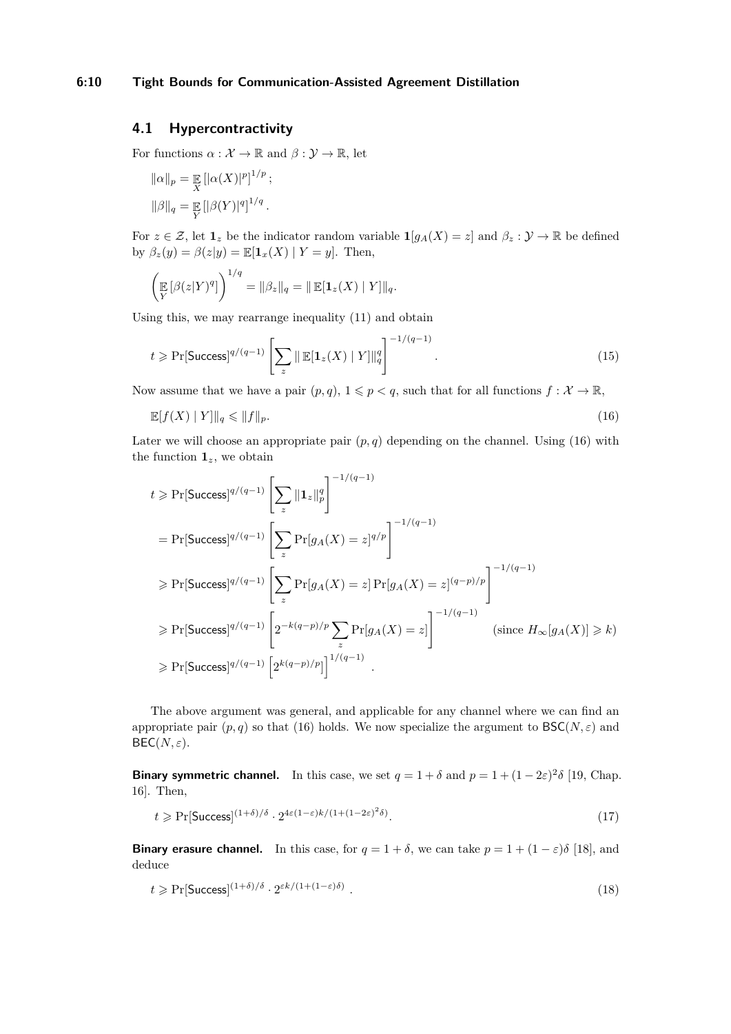### 4.1 Hypercontractivity

For functions $\alpha : \mathcal{X} \to \mathbb{R}$ and $\beta : \mathcal{Y} \to \mathbb{R}$, let

$$\|\alpha\|_p = \mathop{\mathbb{E}}_X [|\alpha(X)|^p]^{1/p};$$
$$\|\beta\|_q = \mathop{\mathbb{E}}_Y [|\beta(Y)|^q]^{1/q}.$$

For $z \in \mathcal{Z}$, let $\mathbf{1}_z$ be the indicator random variable $\mathbf{1}[g_A(X) = z]$ and $\beta_z : \mathcal{Y} \to \mathbb{R}$ be defined by $\beta_z(y) = \beta(z|y) = \mathbb{E}[\mathbf{1}_x(X) \mid Y = y]$. Then,

$$\left(\mathop{\mathbb{E}}_Y [\beta(z|Y)^q]\right)^{1/q} = \|\beta_z\|_q = \| \mathbb{E}[\mathbf{1}_z(X) \mid Y]\|_q.$$

Using this, we may rearrange inequality (11) and obtain

$$t \geqslant \Pr[\mathsf{Success}]^{q/(q-1)} \left[\sum_z \| \mathbb{E}[\mathbf{1}_z(X) \mid Y]\|_q^q\right]^{-1/(q-1)}. \tag{15}$$

Now assume that we have a pair $(p, q)$, $1 \leqslant p < q$, such that for all functions $f : \mathcal{X} \to \mathbb{R}$,

$$\mathbb{E}[f(X) \mid Y]\|_q \leqslant \|f\|_p. \tag{16}$$

Later we will choose an appropriate pair $(p, q)$ depending on the channel. Using (16) with the function $\mathbf{1}_z$, we obtain

$$\begin{aligned}
t &\geqslant \Pr[\mathsf{Success}]^{q/(q-1)} \left[\sum_z \|\mathbf{1}_z\|_p^q\right]^{-1/(q-1)} \\
&= \Pr[\mathsf{Success}]^{q/(q-1)} \left[\sum_z \Pr[g_A(X) = z]^{q/p}\right]^{-1/(q-1)} \\
&\geqslant \Pr[\mathsf{Success}]^{q/(q-1)} \left[\sum_z \Pr[g_A(X) = z] \Pr[g_A(X) = z]^{(q-p)/p}\right]^{-1/(q-1)} \\
&\geqslant \Pr[\mathsf{Success}]^{q/(q-1)} \left[2^{-k(q-p)/p} \sum_z \Pr[g_A(X) = z]\right]^{-1/(q-1)} \qquad (\text{since } H_\infty[g_A(X)] \geqslant k) \\
&\geqslant \Pr[\mathsf{Success}]^{q/(q-1)} \left[2^{k(q-p)/p}\right]^{1/(q-1)}.
\end{aligned}$$

The above argument was general, and applicable for any channel where we can find an appropriate pair $(p, q)$ so that (16) holds. We now specialize the argument to $\mathsf{BSC}(N, \varepsilon)$ and $\mathsf{BEC}(N, \varepsilon)$.

**Binary symmetric channel.** In this case, we set $q = 1 + \delta$ and $p = 1 + (1 - 2\varepsilon)^2\delta$ [19, Chap. 16]. Then,

$$t \geqslant \Pr[\mathsf{Success}]^{(1+\delta)/\delta} \cdot 2^{4\varepsilon(1-\varepsilon)k/(1+(1-2\varepsilon)^2\delta)}. \tag{17}$$

**Binary erasure channel.** In this case, for $q = 1 + \delta$, we can take $p = 1 + (1 - \varepsilon)\delta$ [18], and deduce

$$t \geqslant \Pr[\mathsf{Success}]^{(1+\delta)/\delta} \cdot 2^{\varepsilon k/(1+(1-\varepsilon)\delta)}. \tag{18}$$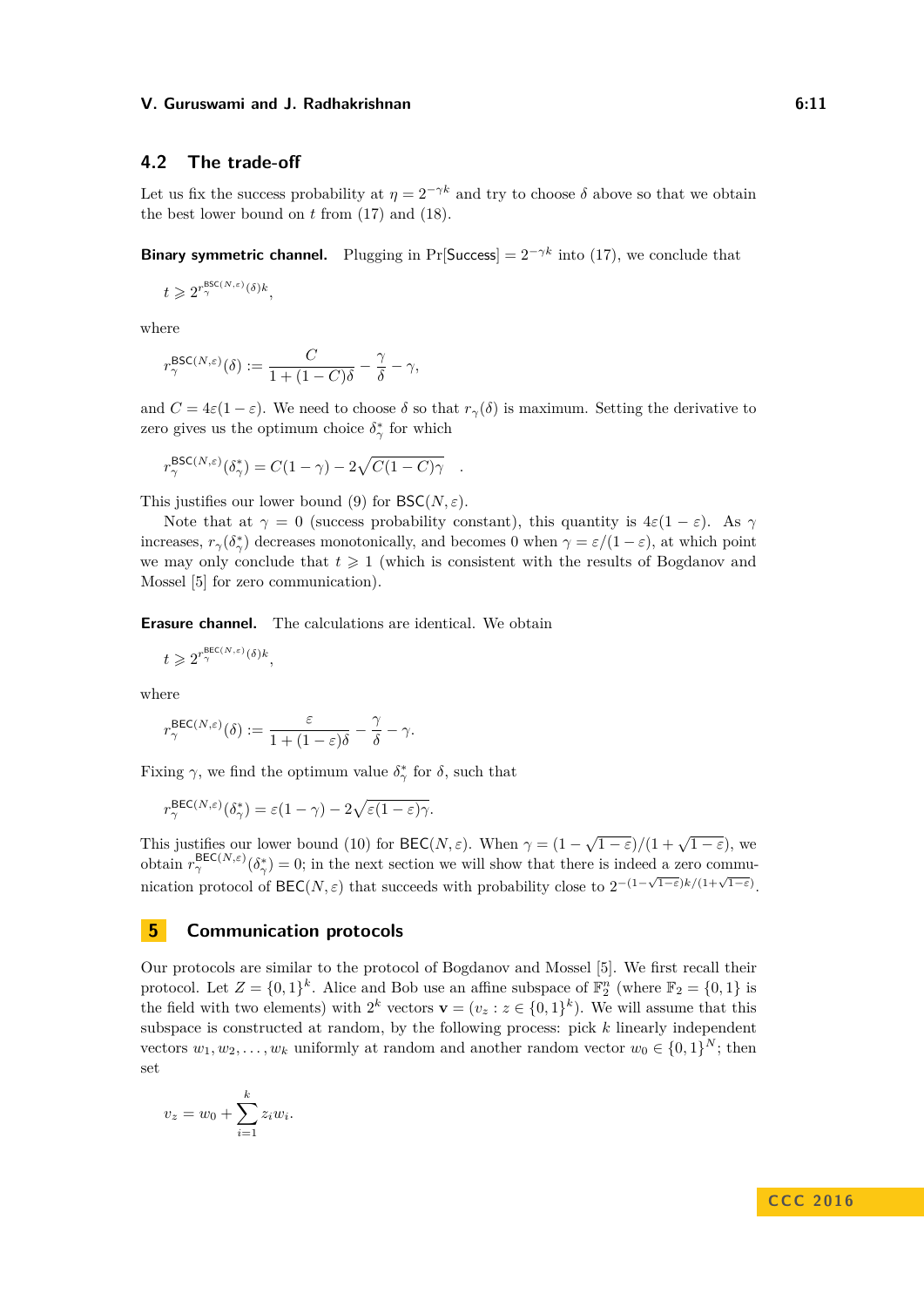## 4.2 The trade-off

Let us fix the success probability at $\eta = 2^{-\gamma k}$ and try to choose $\delta$ above so that we obtain the best lower bound on $t$ from (17) and (18).

**Binary symmetric channel.** Plugging in $\Pr[\mathsf{Success}] = 2^{-\gamma k}$ into (17), we conclude that

$$t \geqslant 2^{r_\gamma^{\mathsf{BSC}(N,\varepsilon)}(\delta) k},$$

where

$$r_\gamma^{\mathsf{BSC}(N,\varepsilon)}(\delta) := \frac{C}{1+(1-C)\delta} - \frac{\gamma}{\delta} - \gamma,$$

and $C = 4\varepsilon(1-\varepsilon)$. We need to choose $\delta$ so that $r_\gamma(\delta)$ is maximum. Setting the derivative to zero gives us the optimum choice $\delta_\gamma^*$ for which

$$r_\gamma^{\mathsf{BSC}(N,\varepsilon)}(\delta_\gamma^*) = C(1-\gamma) - 2\sqrt{C(1-C)\gamma} \quad .$$

This justifies our lower bound (9) for $\mathsf{BSC}(N,\varepsilon)$.

Note that at $\gamma = 0$ (success probability constant), this quantity is $4\varepsilon(1-\varepsilon)$. As $\gamma$ increases, $r_\gamma(\delta_\gamma^*)$ decreases monotonically, and becomes 0 when $\gamma = \varepsilon/(1-\varepsilon)$, at which point we may only conclude that $t \geqslant 1$ (which is consistent with the results of Bogdanov and Mossel [5] for zero communication).

**Erasure channel.** The calculations are identical. We obtain

$$t \geqslant 2^{r_\gamma^{\mathsf{BEC}(N,\varepsilon)}(\delta) k},$$

where

$$r_\gamma^{\mathsf{BEC}(N,\varepsilon)}(\delta) := \frac{\varepsilon}{1+(1-\varepsilon)\delta} - \frac{\gamma}{\delta} - \gamma.$$

Fixing $\gamma$, we find the optimum value $\delta_\gamma^*$ for $\delta$, such that

$$r_\gamma^{\mathsf{BEC}(N,\varepsilon)}(\delta_\gamma^*) = \varepsilon(1-\gamma) - 2\sqrt{\varepsilon(1-\varepsilon)\gamma}.$$

This justifies our lower bound (10) for $\mathsf{BEC}(N,\varepsilon)$. When $\gamma = (1-\sqrt{1-\varepsilon})/(1+\sqrt{1-\varepsilon})$, we obtain $r_\gamma^{\mathsf{BEC}(N,\varepsilon)}(\delta_\gamma^*) = 0$; in the next section we will show that there is indeed a zero communication protocol of $\mathsf{BEC}(N,\varepsilon)$ that succeeds with probability close to $2^{-(1-\sqrt{1-\varepsilon})k/(1+\sqrt{1-\varepsilon})}$.

# 5 Communication protocols

Our protocols are similar to the protocol of Bogdanov and Mossel [5]. We first recall their protocol. Let $Z = \{0,1\}^k$. Alice and Bob use an affine subspace of $\mathbb{F}_2^n$ (where $\mathbb{F}_2 = \{0,1\}$ is the field with two elements) with $2^k$ vectors $\mathbf{v} = (v_z : z \in \{0,1\}^k)$. We will assume that this subspace is constructed at random, by the following process: pick $k$ linearly independent vectors $w_1, w_2, \ldots, w_k$ uniformly at random and another random vector $w_0 \in \{0,1\}^N$; then set

$$v_z = w_0 + \sum_{i=1}^{k} z_i w_i.$$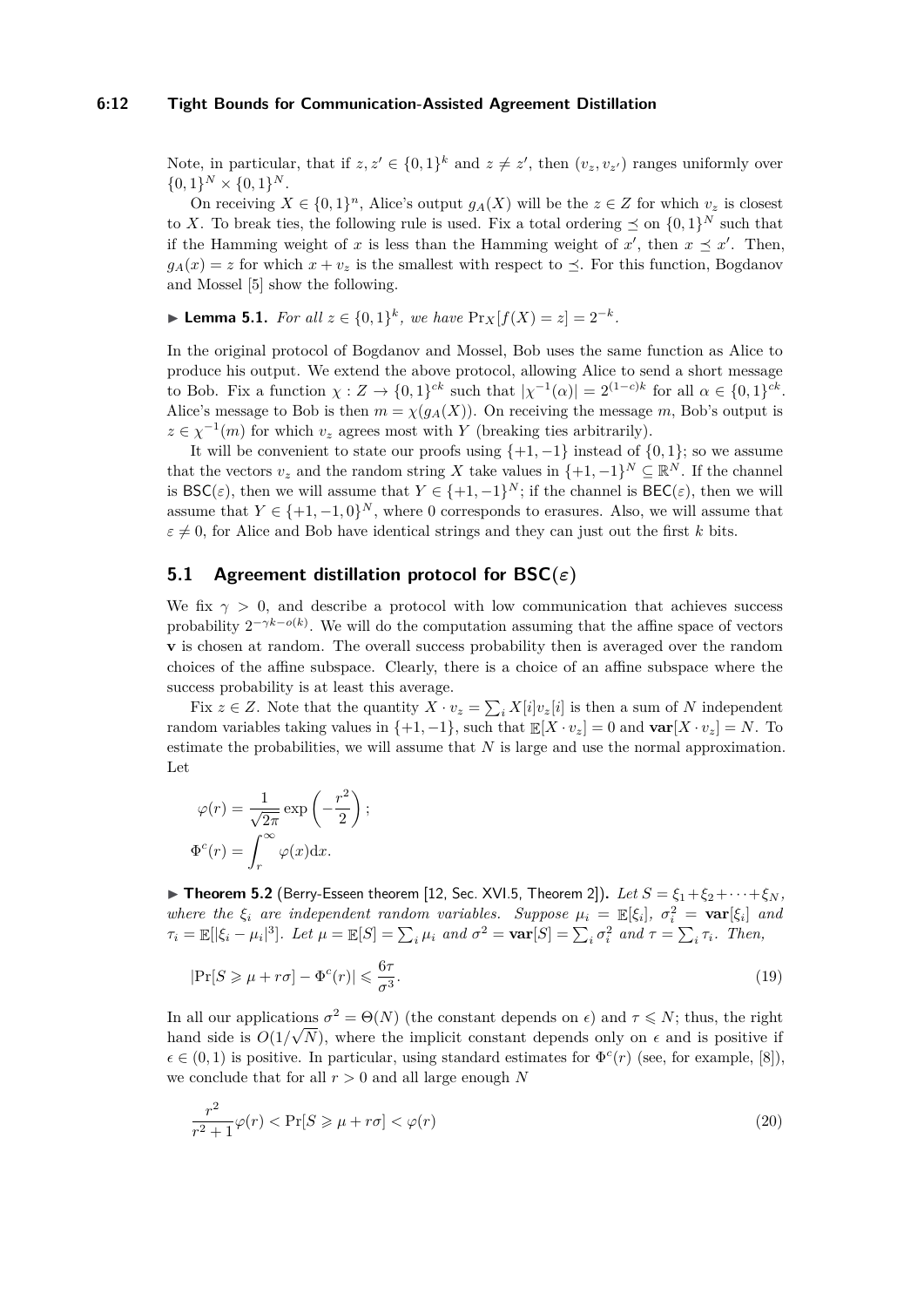Note, in particular, that if $z, z' \in \{0,1\}^k$ and $z \neq z'$, then $(v_z, v_{z'})$ ranges uniformly over $\{0,1\}^N \times \{0,1\}^N$.

On receiving $X \in \{0,1\}^n$, Alice's output $g_A(X)$ will be the $z \in Z$ for which $v_z$ is closest to $X$. To break ties, the following rule is used. Fix a total ordering $\preceq$ on $\{0,1\}^N$ such that if the Hamming weight of $x$ is less than the Hamming weight of $x'$, then $x \preceq x'$. Then, $g_A(x) = z$ for which $x + v_z$ is the smallest with respect to $\preceq$. For this function, Bogdanov and Mossel [5] show the following.

▶ **Lemma 5.1.** *For all $z \in \{0,1\}^k$, we have $\Pr_X[f(X) = z] = 2^{-k}$.*

In the original protocol of Bogdanov and Mossel, Bob uses the same function as Alice to produce his output. We extend the above protocol, allowing Alice to send a short message to Bob. Fix a function $\chi : Z \to \{0,1\}^{ck}$ such that $|\chi^{-1}(\alpha)| = 2^{(1-c)k}$ for all $\alpha \in \{0,1\}^{ck}$. Alice's message to Bob is then $m = \chi(g_A(X))$. On receiving the message $m$, Bob's output is $z \in \chi^{-1}(m)$ for which $v_z$ agrees most with $Y$ (breaking ties arbitrarily).

It will be convenient to state our proofs using $\{+1,-1\}$ instead of $\{0,1\}$; so we assume that the vectors $v_z$ and the random string $X$ take values in $\{+1,-1\}^N \subseteq \mathbb{R}^N$. If the channel is $\mathsf{BSC}(\varepsilon)$, then we will assume that $Y \in \{+1,-1\}^N$; if the channel is $\mathsf{BEC}(\varepsilon)$, then we will assume that $Y \in \{+1,-1,0\}^N$, where 0 corresponds to erasures. Also, we will assume that $\varepsilon \neq 0$, for Alice and Bob have identical strings and they can just out the first $k$ bits.

## 5.1 Agreement distillation protocol for $\mathsf{BSC}(\varepsilon)$

We fix $\gamma > 0$, and describe a protocol with low communication that achieves success probability $2^{-\gamma k - o(k)}$. We will do the computation assuming that the affine space of vectors $\mathbf{v}$ is chosen at random. The overall success probability then is averaged over the random choices of the affine subspace. Clearly, there is a choice of an affine subspace where the success probability is at least this average.

Fix $z \in Z$. Note that the quantity $X \cdot v_z = \sum_i X[i]v_z[i]$ is then a sum of $N$ independent random variables taking values in $\{+1,-1\}$, such that $\mathbb{E}[X \cdot v_z] = 0$ and $\mathbf{var}[X \cdot v_z] = N$. To estimate the probabilities, we will assume that $N$ is large and use the normal approximation. Let

$$\varphi(r) = \frac{1}{\sqrt{2\pi}} \exp\left(-\frac{r^2}{2}\right);$$
$$\Phi^c(r) = \int_r^\infty \varphi(x)\mathrm{d}x.$$

▶ **Theorem 5.2** (Berry-Esseen theorem [12, Sec. XVI.5, Theorem 2])**.** *Let $S = \xi_1 + \xi_2 + \cdots + \xi_N$, where the $\xi_i$ are independent random variables. Suppose $\mu_i = \mathbb{E}[\xi_i]$, $\sigma_i^2 = \mathbf{var}[\xi_i]$ and $\tau_i = \mathbb{E}[|\xi_i - \mu_i|^3]$. Let $\mu = \mathbb{E}[S] = \sum_i \mu_i$ and $\sigma^2 = \mathbf{var}[S] = \sum_i \sigma_i^2$ and $\tau = \sum_i \tau_i$. Then,*

$$|\Pr[S \geqslant \mu + r\sigma] - \Phi^c(r)| \leqslant \frac{6\tau}{\sigma^3}. \tag{19}$$

In all our applications $\sigma^2 = \Theta(N)$ (the constant depends on $\epsilon$) and $\tau \leqslant N$; thus, the right hand side is $O(1/\sqrt{N})$, where the implicit constant depends only on $\epsilon$ and is positive if $\epsilon \in (0,1)$ is positive. In particular, using standard estimates for $\Phi^c(r)$ (see, for example, [8]), we conclude that for all $r > 0$ and all large enough $N$

$$\frac{r^2}{r^2+1}\varphi(r) < \Pr[S \geqslant \mu + r\sigma] < \varphi(r) \tag{20}$$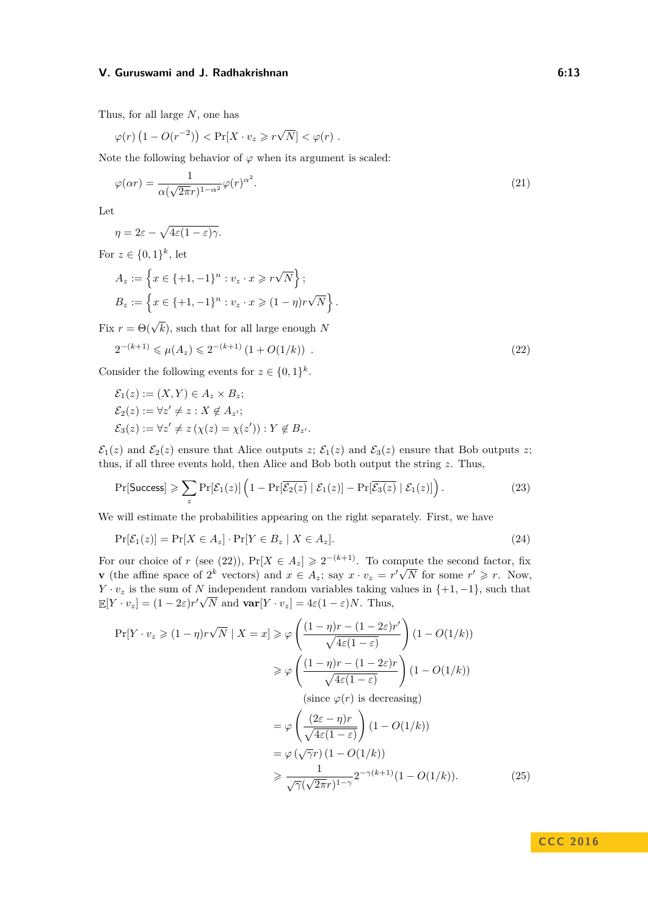Thus, for all large $N$, one has

$$\varphi(r)\left(1 - O(r^{-2})\right) < \Pr[X \cdot v_z \geqslant r\sqrt{N}] < \varphi(r) \ .$$

Note the following behavior of $\varphi$ when its argument is scaled:

$$\varphi(\alpha r) = \frac{1}{\alpha(\sqrt{2\pi}r)^{1-\alpha^2}}\varphi(r)^{\alpha^2}. \tag{21}$$

Let

$$\eta = 2\varepsilon - \sqrt{4\varepsilon(1-\varepsilon)\gamma}.$$

For $z \in \{0,1\}^k$, let

$$A_z := \left\{x \in \{+1,-1\}^n : v_z \cdot x \geqslant r\sqrt{N}\right\};$$
$$B_z := \left\{x \in \{+1,-1\}^n : v_z \cdot x \geqslant (1-\eta)r\sqrt{N}\right\}.$$

Fix $r = \Theta(\sqrt{k})$, such that for all large enough $N$

$$2^{-(k+1)} \leqslant \mu(A_z) \leqslant 2^{-(k+1)}\left(1 + O(1/k)\right) \ . \tag{22}$$

Consider the following events for $z \in \{0,1\}^k$.

$$\mathcal{E}_1(z) := (X,Y) \in A_z \times B_z;$$
$$\mathcal{E}_2(z) := \forall z' \neq z : X \notin A_{z'};$$
$$\mathcal{E}_3(z) := \forall z' \neq z\, (\chi(z) = \chi(z')) : Y \notin B_{z'}.$$

$\mathcal{E}_1(z)$ and $\mathcal{E}_2(z)$ ensure that Alice outputs $z$; $\mathcal{E}_1(z)$ and $\mathcal{E}_3(z)$ ensure that Bob outputs $z$; thus, if all three events hold, then Alice and Bob both output the string $z$. Thus,

$$\Pr[\mathsf{Success}] \geqslant \sum_z \Pr[\mathcal{E}_1(z)]\left(1 - \Pr[\overline{\mathcal{E}_2(z)} \mid \mathcal{E}_1(z)] - \Pr[\overline{\mathcal{E}_3(z)} \mid \mathcal{E}_1(z)]\right). \tag{23}$$

We will estimate the probabilities appearing on the right separately. First, we have

$$\Pr[\mathcal{E}_1(z)] = \Pr[X \in A_z] \cdot \Pr[Y \in B_z \mid X \in A_z]. \tag{24}$$

For our choice of $r$ (see (22)), $\Pr[X \in A_z] \geqslant 2^{-(k+1)}$. To compute the second factor, fix $\mathbf{v}$ (the affine space of $2^k$ vectors) and $x \in A_z$; say $x \cdot v_z = r'\sqrt{N}$ for some $r' \geqslant r$. Now, $Y \cdot v_z$ is the sum of $N$ independent random variables taking values in $\{+1,-1\}$, such that $\mathbb{E}[Y \cdot v_z] = (1-2\varepsilon)r'\sqrt{N}$ and $\mathbf{var}[Y \cdot v_z] = 4\varepsilon(1-\varepsilon)N$. Thus,

$$\begin{aligned}
\Pr[Y \cdot v_z \geqslant (1-\eta)r\sqrt{N} \mid X = x] &\geqslant \varphi\left(\frac{(1-\eta)r - (1-2\varepsilon)r'}{\sqrt{4\varepsilon(1-\varepsilon)}}\right)(1 - O(1/k)) \\
&\geqslant \varphi\left(\frac{(1-\eta)r - (1-2\varepsilon)r}{\sqrt{4\varepsilon(1-\varepsilon)}}\right)(1 - O(1/k)) \\
&\qquad \text{(since } \varphi(r) \text{ is decreasing)} \\
&= \varphi\left(\frac{(2\varepsilon - \eta)r}{\sqrt{4\varepsilon(1-\varepsilon)}}\right)(1 - O(1/k)) \\
&= \varphi\left(\sqrt{\gamma}r\right)(1 - O(1/k)) \\
&\geqslant \frac{1}{\sqrt{\gamma}(\sqrt{2\pi}r)^{1-\gamma}}2^{-\gamma(k+1)}(1 - O(1/k)).
\end{aligned} \tag{25}$$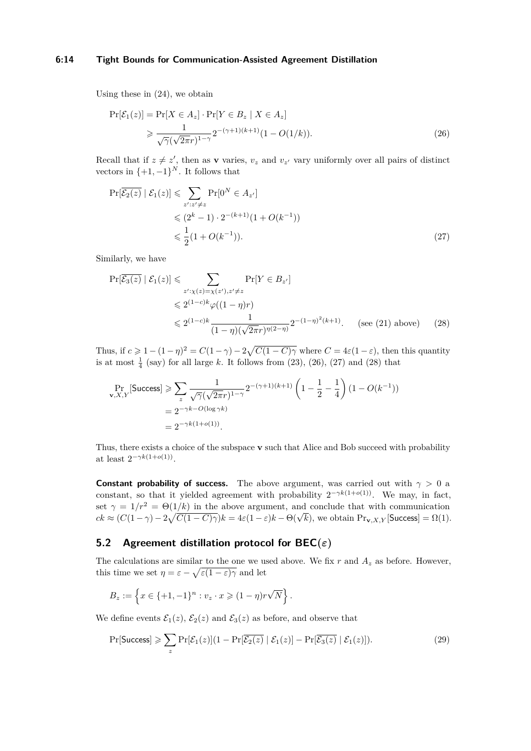Using these in (24), we obtain

$$\Pr[\mathcal{E}_1(z)] = \Pr[X \in A_z] \cdot \Pr[Y \in B_z \mid X \in A_z]$$
$$\geqslant \frac{1}{\sqrt{\gamma}(\sqrt{2\pi}r)^{1-\gamma}} 2^{-(\gamma+1)(k+1)}(1 - O(1/k)). \tag{26}$$

Recall that if $z \neq z'$, then as $\mathbf{v}$ varies, $v_z$ and $v_{z'}$ vary uniformly over all pairs of distinct vectors in $\{+1, -1\}^N$. It follows that

$$\Pr[\overline{\mathcal{E}_2(z)} \mid \mathcal{E}_1(z)] \leqslant \sum_{z':z'\neq z} \Pr[0^N \in A_{z'}]$$
$$\leqslant (2^k - 1) \cdot 2^{-(k+1)}(1 + O(k^{-1}))$$
$$\leqslant \frac{1}{2}(1 + O(k^{-1})). \tag{27}$$

Similarly, we have

$$\Pr[\overline{\mathcal{E}_3(z)} \mid \mathcal{E}_1(z)] \leqslant \sum_{z':\chi(z)=\chi(z'),z'\neq z} \Pr[Y \in B_{z'}]$$
$$\leqslant 2^{(1-c)k}\varphi((1-\eta)r)$$
$$\leqslant 2^{(1-c)k} \frac{1}{(1-\eta)(\sqrt{2\pi}r)^{\eta(2-\eta)}} 2^{-(1-\eta)^2(k+1)}. \qquad \text{(see (21) above)} \tag{28}$$

Thus, if $c \geqslant 1 - (1-\eta)^2 = C(1-\gamma) - 2\sqrt{C(1-C)\gamma}$ where $C = 4\varepsilon(1-\varepsilon)$, then this quantity is at most $\frac{1}{4}$ (say) for all large $k$. It follows from (23), (26), (27) and (28) that

$$\Pr_{\mathbf{v},X,Y}[\mathsf{Success}] \geqslant \sum_z \frac{1}{\sqrt{\gamma}(\sqrt{2\pi}r)^{1-\gamma}} 2^{-(\gamma+1)(k+1)} \left(1 - \frac{1}{2} - \frac{1}{4}\right)(1 - O(k^{-1}))$$
$$= 2^{-\gamma k - O(\log \gamma k)}$$
$$= 2^{-\gamma k(1+o(1))}.$$

Thus, there exists a choice of the subspace $\mathbf{v}$ such that Alice and Bob succeed with probability at least $2^{-\gamma k(1+o(1))}$.

**Constant probability of success.** The above argument, was carried out with $\gamma > 0$ a constant, so that it yielded agreement with probability $2^{-\gamma k(1+o(1))}$. We may, in fact, set $\gamma = 1/r^2 = \Theta(1/k)$ in the above argument, and conclude that with communication $ck \approx (C(1-\gamma) - 2\sqrt{C(1-C)\gamma})k = 4\varepsilon(1-\varepsilon)k - \Theta(\sqrt{k})$, we obtain $\Pr_{\mathbf{v},X,Y}[\mathsf{Success}] = \Omega(1)$.

## 5.2 Agreement distillation protocol for BEC($\varepsilon$)

The calculations are similar to the one we used above. We fix $r$ and $A_z$ as before. However, this time we set $\eta = \varepsilon - \sqrt{\varepsilon(1-\varepsilon)\gamma}$ and let

$$B_z := \left\{x \in \{+1, -1\}^n : v_z \cdot x \geqslant (1-\eta)r\sqrt{N}\right\}.$$

We define events $\mathcal{E}_1(z)$, $\mathcal{E}_2(z)$ and $\mathcal{E}_3(z)$ as before, and observe that

$$\Pr[\mathsf{Success}] \geqslant \sum_z \Pr[\mathcal{E}_1(z)](1 - \Pr[\overline{\mathcal{E}_2(z)} \mid \mathcal{E}_1(z)] - \Pr[\overline{\mathcal{E}_3(z)} \mid \mathcal{E}_1(z)]). \tag{29}$$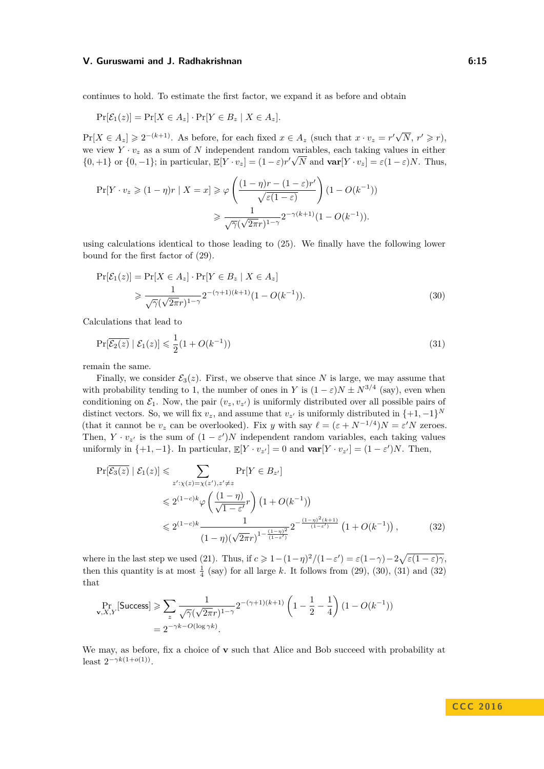continues to hold. To estimate the first factor, we expand it as before and obtain

$$\Pr[\mathcal{E}_1(z)] = \Pr[X \in A_z] \cdot \Pr[Y \in B_z \mid X \in A_z].$$

$\Pr[X \in A_z] \geqslant 2^{-(k+1)}$. As before, for each fixed $x \in A_z$ (such that $x \cdot v_z = r'\sqrt{N}$, $r' \geqslant r$), we view $Y \cdot v_z$ as a sum of $N$ independent random variables, each taking values in either $\{0, +1\}$ or $\{0, -1\}$; in particular, $\mathbb{E}[Y \cdot v_z] = (1-\varepsilon)r'\sqrt{N}$ and $\mathbf{var}[Y \cdot v_z] = \varepsilon(1-\varepsilon)N$. Thus,

$$\begin{aligned}
\Pr[Y \cdot v_z \geqslant (1-\eta)r \mid X = x] &\geqslant \varphi\left(\frac{(1-\eta)r - (1-\varepsilon)r'}{\sqrt{\varepsilon(1-\varepsilon)}}\right)(1 - O(k^{-1})) \\
&\geqslant \frac{1}{\sqrt{\gamma}(\sqrt{2\pi}r)^{1-\gamma}} 2^{-\gamma(k+1)}(1 - O(k^{-1})).
\end{aligned}$$

using calculations identical to those leading to (25). We finally have the following lower bound for the first factor of (29).

$$\begin{aligned}
\Pr[\mathcal{E}_1(z)] &= \Pr[X \in A_z] \cdot \Pr[Y \in B_z \mid X \in A_z] \\
&\geqslant \frac{1}{\sqrt{\gamma}(\sqrt{2\pi}r)^{1-\gamma}} 2^{-(\gamma+1)(k+1)}(1 - O(k^{-1})). \qquad (30)
\end{aligned}$$

Calculations that lead to

$$\Pr[\overline{\mathcal{E}_2(z)} \mid \mathcal{E}_1(z)] \leqslant \frac{1}{2}(1 + O(k^{-1})) \qquad (31)$$

remain the same.

Finally, we consider $\mathcal{E}_3(z)$. First, we observe that since $N$ is large, we may assume that with probability tending to 1, the number of ones in $Y$ is $(1-\varepsilon)N \pm N^{3/4}$ (say), even when conditioning on $\mathcal{E}_1$. Now, the pair $(v_z, v_{z'})$ is uniformly distributed over all possible pairs of distinct vectors. So, we will fix $v_z$, and assume that $v_{z'}$ is uniformly distributed in $\{+1, -1\}^N$ (that it cannot be $v_z$ can be overlooked). Fix $y$ with say $\ell = (\varepsilon + N^{-1/4})N = \varepsilon' N$ zeroes. Then, $Y \cdot v_{z'}$ is the sum of $(1-\varepsilon')N$ independent random variables, each taking values uniformly in $\{+1, -1\}$. In particular, $\mathbb{E}[Y \cdot v_{z'}] = 0$ and $\mathbf{var}[Y \cdot v_{z'}] = (1-\varepsilon')N$. Then,

$$\begin{aligned}
\Pr[\overline{\mathcal{E}_3(z)} \mid \mathcal{E}_1(z)] &\leqslant \sum_{z' : \chi(z) = \chi(z'), z' \neq z} \Pr[Y \in B_{z'}] \\
&\leqslant 2^{(1-c)k} \varphi\left(\frac{(1-\eta)}{\sqrt{1-\varepsilon'}} r\right)\left(1 + O(k^{-1})\right) \\
&\leqslant 2^{(1-c)k} \frac{1}{(1-\eta)(\sqrt{2\pi}r)^{1-\frac{(1-\eta)^2}{(1-\varepsilon')}}} 2^{-\frac{(1-\eta)^2(k+1)}{(1-\varepsilon')}}\left(1 + O(k^{-1})\right), \qquad (32)
\end{aligned}$$

where in the last step we used (21). Thus, if $c \geqslant 1 - (1-\eta)^2/(1-\varepsilon') = \varepsilon(1-\gamma) - 2\sqrt{\varepsilon(1-\varepsilon)\gamma}$, then this quantity is at most $\frac{1}{4}$ (say) for all large $k$. It follows from (29), (30), (31) and (32) that

$$\begin{aligned}
\Pr_{\mathbf{v},X,Y}[\mathsf{Success}] &\geqslant \sum_z \frac{1}{\sqrt{\gamma}(\sqrt{2\pi}r)^{1-\gamma}} 2^{-(\gamma+1)(k+1)}\left(1 - \frac{1}{2} - \frac{1}{4}\right)(1 - O(k^{-1})) \\
&= 2^{-\gamma k - O(\log \gamma k)}.
\end{aligned}$$

We may, as before, fix a choice of $\mathbf{v}$ such that Alice and Bob succeed with probability at least $2^{-\gamma k(1+o(1))}$.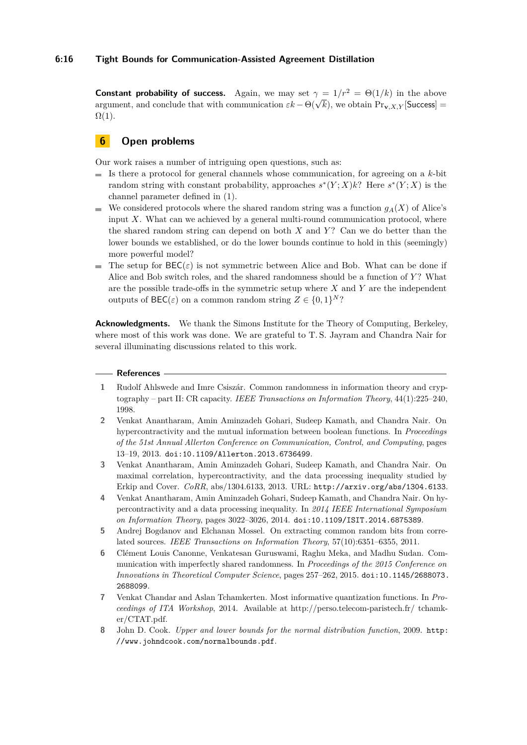**Constant probability of success.** Again, we may set $\gamma = 1/r^2 = \Theta(1/k)$ in the above argument, and conclude that with communication $\varepsilon k - \Theta(\sqrt{k})$, we obtain $\Pr_{\mathbf{v},X,Y}[\mathsf{Success}] = \Omega(1)$.

## 6 Open problems

Our work raises a number of intriguing open questions, such as:

- Is there a protocol for general channels whose communication, for agreeing on a $k$-bit random string with constant probability, approaches $s^*(Y;X)k$? Here $s^*(Y;X)$ is the channel parameter defined in (1).
- We considered protocols where the shared random string was a function $g_A(X)$ of Alice's input $X$. What can we achieved by a general multi-round communication protocol, where the shared random string can depend on both $X$ and $Y$? Can we do better than the lower bounds we established, or do the lower bounds continue to hold in this (seemingly) more powerful model?
- The setup for $\mathsf{BEC}(\varepsilon)$ is not symmetric between Alice and Bob. What can be done if Alice and Bob switch roles, and the shared randomness should be a function of $Y$? What are the possible trade-offs in the symmetric setup where $X$ and $Y$ are the independent outputs of $\mathsf{BEC}(\varepsilon)$ on a common random string $Z \in \{0,1\}^N$?

**Acknowledgments.** We thank the Simons Institute for the Theory of Computing, Berkeley, where most of this work was done. We are grateful to T. S. Jayram and Chandra Nair for several illuminating discussions related to this work.

## References

1. Rudolf Ahlswede and Imre Csiszár. Common randomness in information theory and cryptography – part II: CR capacity. *IEEE Transactions on Information Theory*, 44(1):225–240, 1998.
2. Venkat Anantharam, Amin Aminzadeh Gohari, Sudeep Kamath, and Chandra Nair. On hypercontractivity and the mutual information between boolean functions. In *Proceedings of the 51st Annual Allerton Conference on Communication, Control, and Computing*, pages 13–19, 2013. doi:10.1109/Allerton.2013.6736499.
3. Venkat Anantharam, Amin Aminzadeh Gohari, Sudeep Kamath, and Chandra Nair. On maximal correlation, hypercontractivity, and the data processing inequality studied by Erkip and Cover. *CoRR*, abs/1304.6133, 2013. URL: http://arxiv.org/abs/1304.6133.
4. Venkat Anantharam, Amin Aminzadeh Gohari, Sudeep Kamath, and Chandra Nair. On hypercontractivity and a data processing inequality. In *2014 IEEE International Symposium on Information Theory*, pages 3022–3026, 2014. doi:10.1109/ISIT.2014.6875389.
5. Andrej Bogdanov and Elchanan Mossel. On extracting common random bits from correlated sources. *IEEE Transactions on Information Theory*, 57(10):6351–6355, 2011.
6. Clément Louis Canonne, Venkatesan Guruswami, Raghu Meka, and Madhu Sudan. Communication with imperfectly shared randomness. In *Proceedings of the 2015 Conference on Innovations in Theoretical Computer Science*, pages 257–262, 2015. doi:10.1145/2688073.2688099.
7. Venkat Chandar and Aslan Tchamkerten. Most informative quantization functions. In *Proceedings of ITA Workshop*, 2014. Available at http://perso.telecom-paristech.fr/ tchamker/CTAT.pdf.
8. John D. Cook. *Upper and lower bounds for the normal distribution function*, 2009. http://www.johndcook.com/normalbounds.pdf.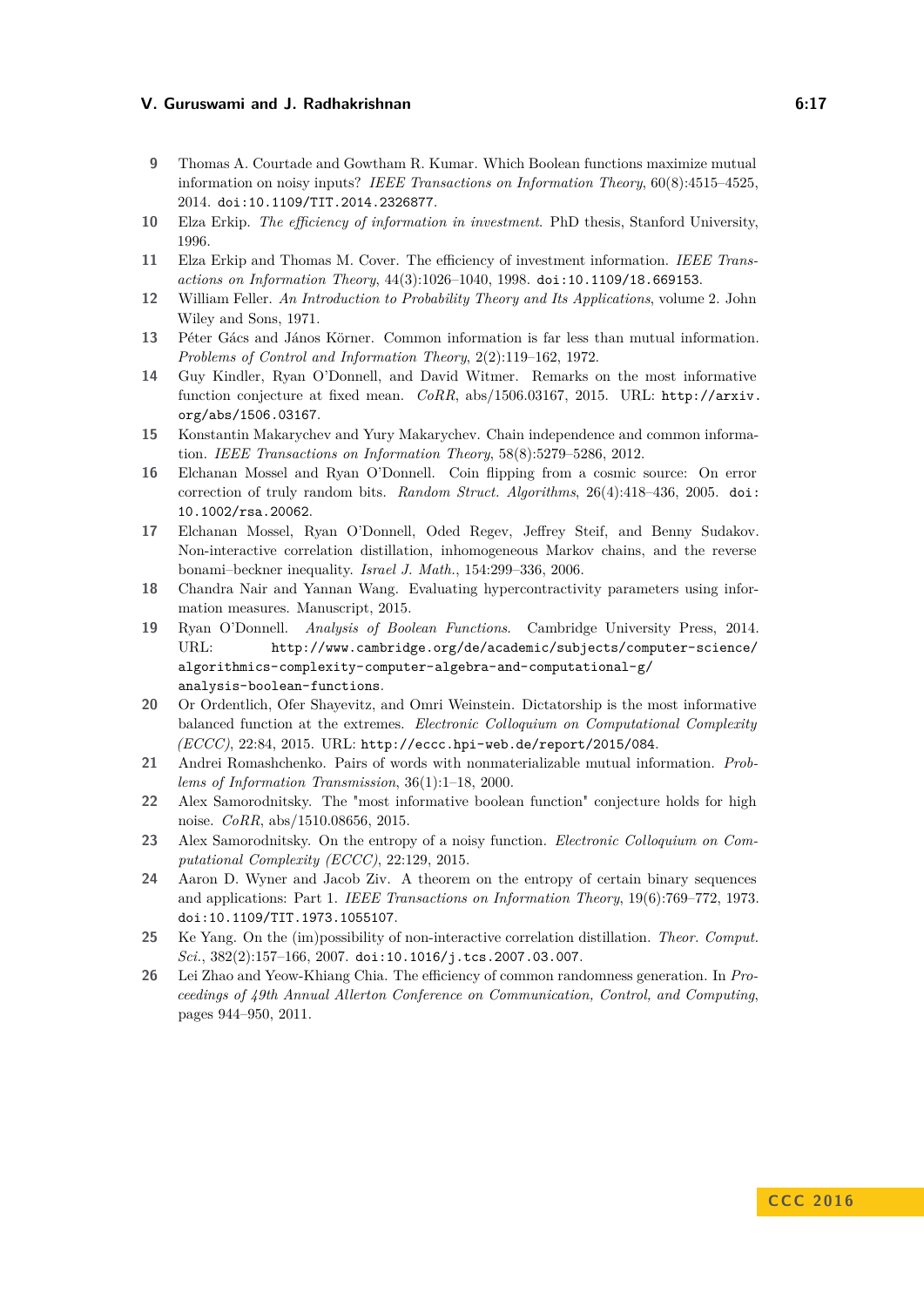9. Thomas A. Courtade and Gowtham R. Kumar. Which Boolean functions maximize mutual information on noisy inputs? *IEEE Transactions on Information Theory*, 60(8):4515–4525, 2014. doi:10.1109/TIT.2014.2326877.
10. Elza Erkip. *The efficiency of information in investment*. PhD thesis, Stanford University, 1996.
11. Elza Erkip and Thomas M. Cover. The efficiency of investment information. *IEEE Transactions on Information Theory*, 44(3):1026–1040, 1998. doi:10.1109/18.669153.
12. William Feller. *An Introduction to Probability Theory and Its Applications*, volume 2. John Wiley and Sons, 1971.
13. Péter Gács and János Körner. Common information is far less than mutual information. *Problems of Control and Information Theory*, 2(2):119–162, 1972.
14. Guy Kindler, Ryan O'Donnell, and David Witmer. Remarks on the most informative function conjecture at fixed mean. *CoRR*, abs/1506.03167, 2015. URL: http://arxiv.org/abs/1506.03167.
15. Konstantin Makarychev and Yury Makarychev. Chain independence and common information. *IEEE Transactions on Information Theory*, 58(8):5279–5286, 2012.
16. Elchanan Mossel and Ryan O'Donnell. Coin flipping from a cosmic source: On error correction of truly random bits. *Random Struct. Algorithms*, 26(4):418–436, 2005. doi:10.1002/rsa.20062.
17. Elchanan Mossel, Ryan O'Donnell, Oded Regev, Jeffrey Steif, and Benny Sudakov. Non-interactive correlation distillation, inhomogeneous Markov chains, and the reverse bonami–beckner inequality. *Israel J. Math.*, 154:299–336, 2006.
18. Chandra Nair and Yannan Wang. Evaluating hypercontractivity parameters using information measures. Manuscript, 2015.
19. Ryan O'Donnell. *Analysis of Boolean Functions*. Cambridge University Press, 2014. URL: http://www.cambridge.org/de/academic/subjects/computer-science/algorithmics-complexity-computer-algebra-and-computational-g/analysis-boolean-functions.
20. Or Ordentlich, Ofer Shayevitz, and Omri Weinstein. Dictatorship is the most informative balanced function at the extremes. *Electronic Colloquium on Computational Complexity (ECCC)*, 22:84, 2015. URL: http://eccc.hpi-web.de/report/2015/084.
21. Andrei Romashchenko. Pairs of words with nonmaterializable mutual information. *Problems of Information Transmission*, 36(1):1–18, 2000.
22. Alex Samorodnitsky. The "most informative boolean function" conjecture holds for high noise. *CoRR*, abs/1510.08656, 2015.
23. Alex Samorodnitsky. On the entropy of a noisy function. *Electronic Colloquium on Computational Complexity (ECCC)*, 22:129, 2015.
24. Aaron D. Wyner and Jacob Ziv. A theorem on the entropy of certain binary sequences and applications: Part 1. *IEEE Transactions on Information Theory*, 19(6):769–772, 1973. doi:10.1109/TIT.1973.1055107.
25. Ke Yang. On the (im)possibility of non-interactive correlation distillation. *Theor. Comput. Sci.*, 382(2):157–166, 2007. doi:10.1016/j.tcs.2007.03.007.
26. Lei Zhao and Yeow-Khiang Chia. The efficiency of common randomness generation. In *Proceedings of 49th Annual Allerton Conference on Communication, Control, and Computing*, pages 944–950, 2011.